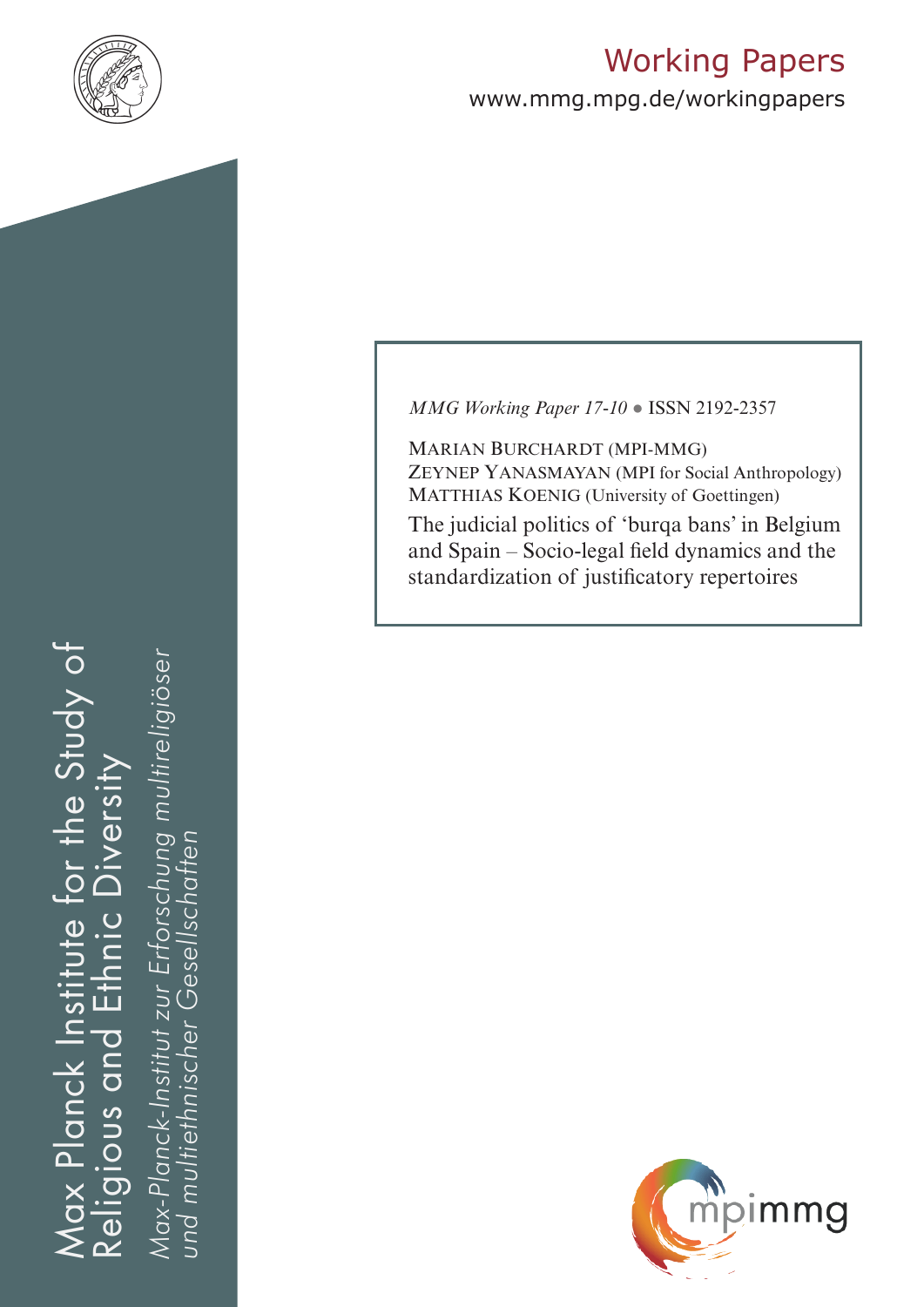Working Papers

www.mmg.mpg.de/workingpapers

Max Planck Institute for the Study of Religious and Ethnic Diversity

*Max-Planck-Institut zur Erforschung multireligiöser und multiethnischer Gesellschaften*

*MMG Working Paper 17-10* • ISSN 2192-2357

MARIAN BURCHARDT (MPI-MMG)
ZEYNEP YANASMAYAN (MPI for Social Anthropology)
MATTHIAS KOENIG (University of Goettingen)

# The judicial politics of 'burqa bans' in Belgium and Spain – Socio-legal field dynamics and the standardization of justificatory repertoires

mpimmg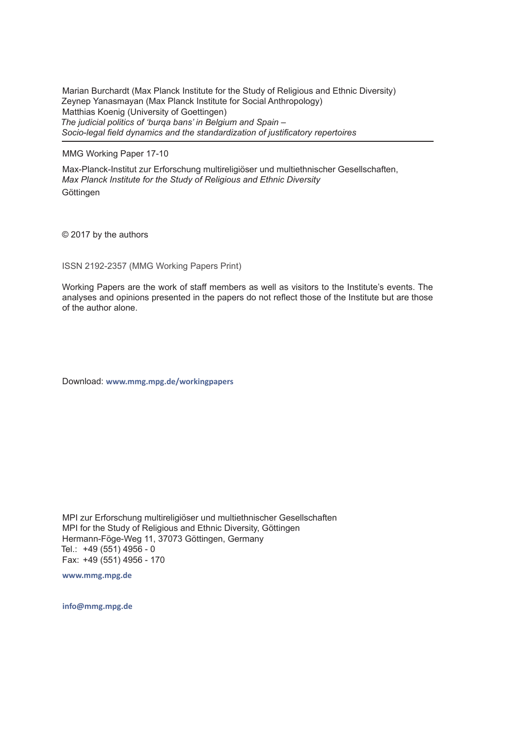Marian Burchardt (Max Planck Institute for the Study of Religious and Ethnic Diversity)
Zeynep Yanasmayan (Max Planck Institute for Social Anthropology)
Matthias Koenig (University of Goettingen)
*The judicial politics of 'burqa bans' in Belgium and Spain –*
*Socio-legal field dynamics and the standardization of justificatory repertoires*

---

MMG Working Paper 17-10

Max-Planck-Institut zur Erforschung multireligiöser und multiethnischer Gesellschaften,
*Max Planck Institute for the Study of Religious and Ethnic Diversity*
Göttingen

© 2017 by the authors

ISSN 2192-2357 (MMG Working Papers Print)

Working Papers are the work of staff members as well as visitors to the Institute's events. The analyses and opinions presented in the papers do not reflect those of the Institute but are those of the author alone.

Download: **www.mmg.mpg.de/workingpapers**

MPI zur Erforschung multireligiöser und multiethnischer Gesellschaften
MPI for the Study of Religious and Ethnic Diversity, Göttingen
Hermann-Föge-Weg 11, 37073 Göttingen, Germany
Tel.: +49 (551) 4956 - 0
Fax: +49 (551) 4956 - 170

**www.mmg.mpg.de**

**info@mmg.mpg.de**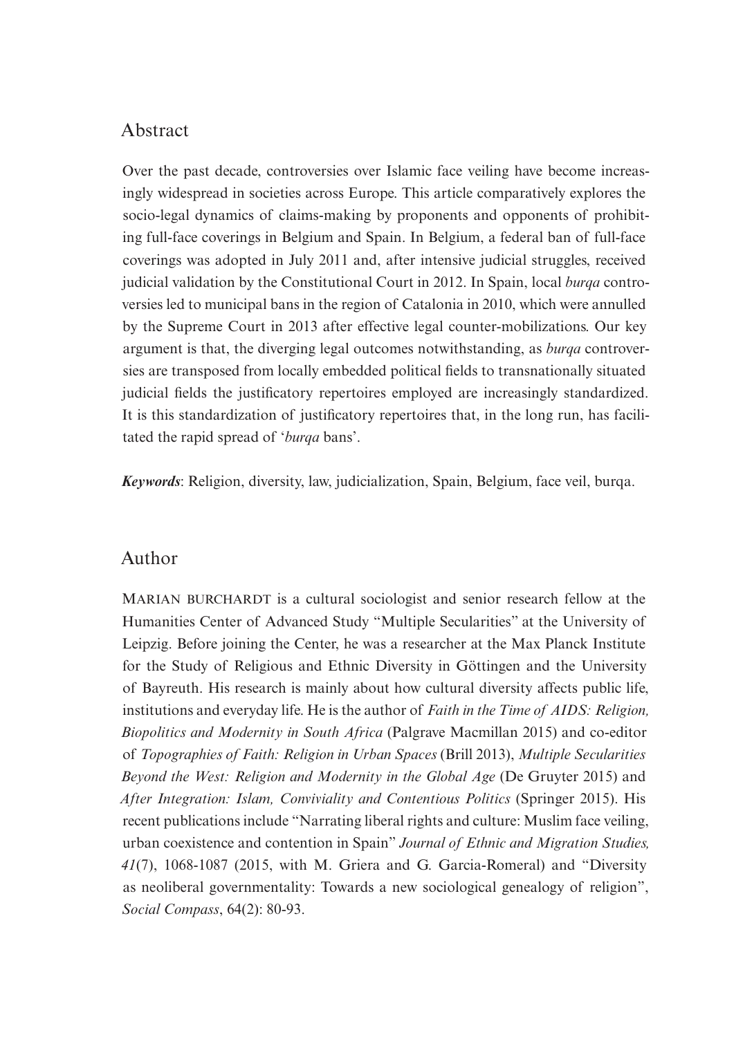## Abstract

Over the past decade, controversies over Islamic face veiling have become increasingly widespread in societies across Europe. This article comparatively explores the socio-legal dynamics of claims-making by proponents and opponents of prohibiting full-face coverings in Belgium and Spain. In Belgium, a federal ban of full-face coverings was adopted in July 2011 and, after intensive judicial struggles, received judicial validation by the Constitutional Court in 2012. In Spain, local *burqa* controversies led to municipal bans in the region of Catalonia in 2010, which were annulled by the Supreme Court in 2013 after effective legal counter-mobilizations. Our key argument is that, the diverging legal outcomes notwithstanding, as *burqa* controversies are transposed from locally embedded political fields to transnationally situated judicial fields the justificatory repertoires employed are increasingly standardized. It is this standardization of justificatory repertoires that, in the long run, has facilitated the rapid spread of '*burqa* bans'.

***Keywords***: Religion, diversity, law, judicialization, Spain, Belgium, face veil, burqa.

## Author

MARIAN BURCHARDT is a cultural sociologist and senior research fellow at the Humanities Center of Advanced Study "Multiple Secularities" at the University of Leipzig. Before joining the Center, he was a researcher at the Max Planck Institute for the Study of Religious and Ethnic Diversity in Göttingen and the University of Bayreuth. His research is mainly about how cultural diversity affects public life, institutions and everyday life. He is the author of *Faith in the Time of AIDS: Religion, Biopolitics and Modernity in South Africa* (Palgrave Macmillan 2015) and co-editor of *Topographies of Faith: Religion in Urban Spaces* (Brill 2013), *Multiple Secularities Beyond the West: Religion and Modernity in the Global Age* (De Gruyter 2015) and *After Integration: Islam, Conviviality and Contentious Politics* (Springer 2015). His recent publications include "Narrating liberal rights and culture: Muslim face veiling, urban coexistence and contention in Spain" *Journal of Ethnic and Migration Studies, 41*(7), 1068-1087 (2015, with M. Griera and G. Garcia-Romeral) and "Diversity as neoliberal governmentality: Towards a new sociological genealogy of religion", *Social Compass*, 64(2): 80-93.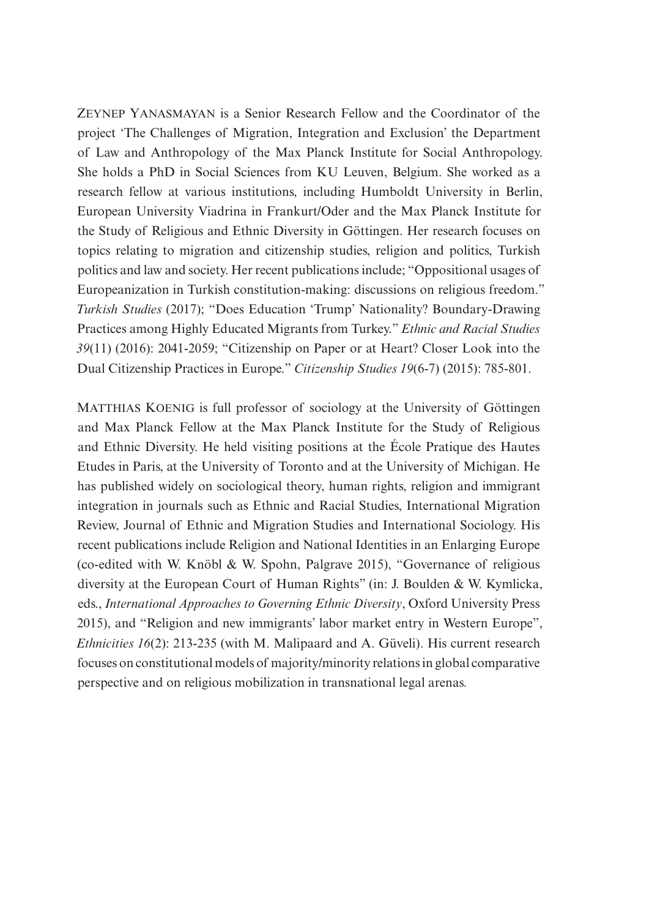Zeynep Yanasmayan is a Senior Research Fellow and the Coordinator of the project 'The Challenges of Migration, Integration and Exclusion' the Department of Law and Anthropology of the Max Planck Institute for Social Anthropology. She holds a PhD in Social Sciences from KU Leuven, Belgium. She worked as a research fellow at various institutions, including Humboldt University in Berlin, European University Viadrina in Frankurt/Oder and the Max Planck Institute for the Study of Religious and Ethnic Diversity in Göttingen. Her research focuses on topics relating to migration and citizenship studies, religion and politics, Turkish politics and law and society. Her recent publications include; "Oppositional usages of Europeanization in Turkish constitution-making: discussions on religious freedom." *Turkish Studies* (2017); "Does Education 'Trump' Nationality? Boundary-Drawing Practices among Highly Educated Migrants from Turkey." *Ethnic and Racial Studies 39*(11) (2016): 2041-2059; "Citizenship on Paper or at Heart? Closer Look into the Dual Citizenship Practices in Europe." *Citizenship Studies 19*(6-7) (2015): 785-801.

Matthias Koenig is full professor of sociology at the University of Göttingen and Max Planck Fellow at the Max Planck Institute for the Study of Religious and Ethnic Diversity. He held visiting positions at the École Pratique des Hautes Etudes in Paris, at the University of Toronto and at the University of Michigan. He has published widely on sociological theory, human rights, religion and immigrant integration in journals such as Ethnic and Racial Studies, International Migration Review, Journal of Ethnic and Migration Studies and International Sociology. His recent publications include Religion and National Identities in an Enlarging Europe (co-edited with W. Knöbl & W. Spohn, Palgrave 2015), "Governance of religious diversity at the European Court of Human Rights" (in: J. Boulden & W. Kymlicka, eds., *International Approaches to Governing Ethnic Diversity*, Oxford University Press 2015), and "Religion and new immigrants' labor market entry in Western Europe", *Ethnicities 16*(2): 213-235 (with M. Malipaard and A. Güveli). His current research focuses on constitutional models of majority/minority relations in global comparative perspective and on religious mobilization in transnational legal arenas.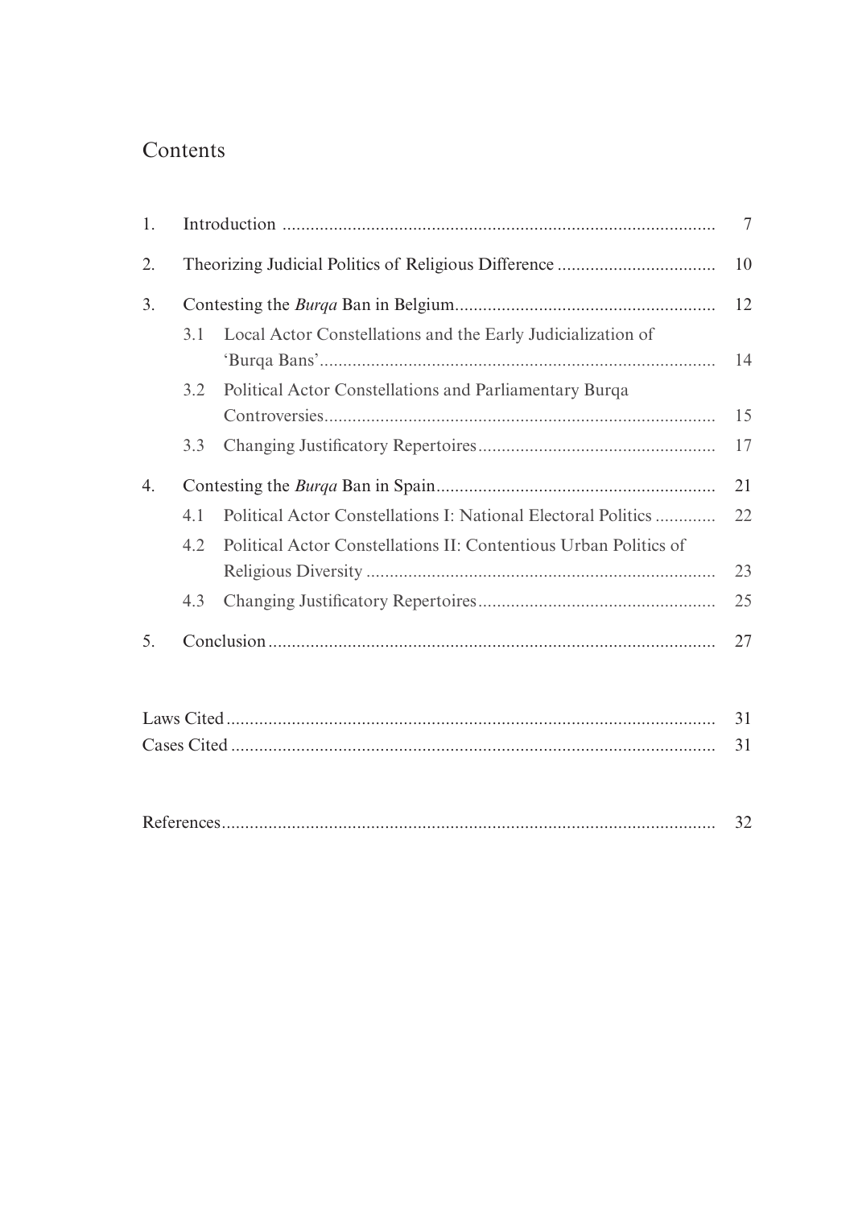## Contents

1. Introduction ........................................................................................... 7
2. Theorizing Judicial Politics of Religious Difference ................................. 10
3. Contesting the *Burqa* Ban in Belgium....................................................... 12
   - 3.1 Local Actor Constellations and the Early Judicialization of 'Burqa Bans'.................................................................................... 14
   - 3.2 Political Actor Constellations and Parliamentary Burqa Controversies.................................................................................. 15
   - 3.3 Changing Justificatory Repertoires.................................................. 17
4. Contesting the *Burqa* Ban in Spain........................................................... 21
   - 4.1 Political Actor Constellations I: National Electoral Politics ............ 22
   - 4.2 Political Actor Constellations II: Contentious Urban Politics of Religious Diversity .......................................................................... 23
   - 4.3 Changing Justificatory Repertoires.................................................. 25
5. Conclusion.............................................................................................. 27

Laws Cited........................................................................................................ 31
Cases Cited....................................................................................................... 31

References........................................................................................................ 32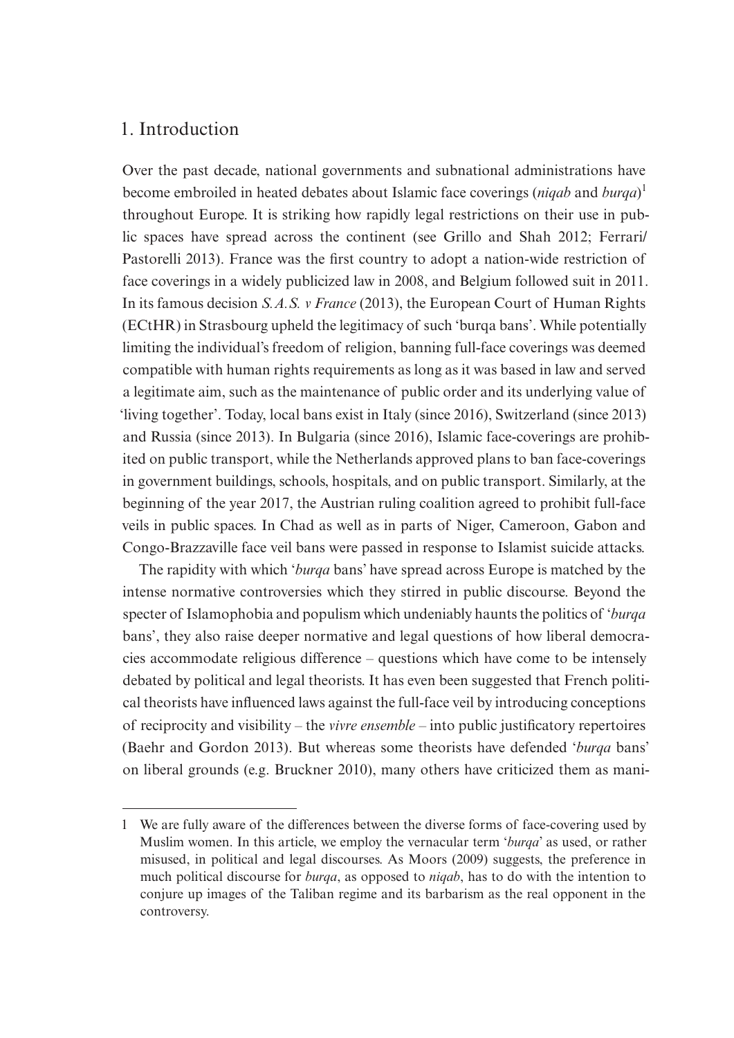## 1. Introduction

Over the past decade, national governments and subnational administrations have become embroiled in heated debates about Islamic face coverings (*niqab* and *burqa*)[1] throughout Europe. It is striking how rapidly legal restrictions on their use in public spaces have spread across the continent (see Grillo and Shah 2012; Ferrari/ Pastorelli 2013). France was the first country to adopt a nation-wide restriction of face coverings in a widely publicized law in 2008, and Belgium followed suit in 2011. In its famous decision *S.A.S. v France* (2013), the European Court of Human Rights (ECtHR) in Strasbourg upheld the legitimacy of such 'burqa bans'. While potentially limiting the individual's freedom of religion, banning full-face coverings was deemed compatible with human rights requirements as long as it was based in law and served a legitimate aim, such as the maintenance of public order and its underlying value of 'living together'. Today, local bans exist in Italy (since 2016), Switzerland (since 2013) and Russia (since 2013). In Bulgaria (since 2016), Islamic face-coverings are prohibited on public transport, while the Netherlands approved plans to ban face-coverings in government buildings, schools, hospitals, and on public transport. Similarly, at the beginning of the year 2017, the Austrian ruling coalition agreed to prohibit full-face veils in public spaces. In Chad as well as in parts of Niger, Cameroon, Gabon and Congo-Brazzaville face veil bans were passed in response to Islamist suicide attacks.

The rapidity with which '*burqa* bans' have spread across Europe is matched by the intense normative controversies which they stirred in public discourse. Beyond the specter of Islamophobia and populism which undeniably haunts the politics of '*burqa* bans', they also raise deeper normative and legal questions of how liberal democracies accommodate religious difference – questions which have come to be intensely debated by political and legal theorists. It has even been suggested that French political theorists have influenced laws against the full-face veil by introducing conceptions of reciprocity and visibility – the *vivre ensemble* – into public justificatory repertoires (Baehr and Gordon 2013). But whereas some theorists have defended '*burqa* bans' on liberal grounds (e.g. Bruckner 2010), many others have criticized them as mani-

[1] We are fully aware of the differences between the diverse forms of face-covering used by Muslim women. In this article, we employ the vernacular term '*burqa*' as used, or rather misused, in political and legal discourses. As Moors (2009) suggests, the preference in much political discourse for *burqa*, as opposed to *niqab*, has to do with the intention to conjure up images of the Taliban regime and its barbarism as the real opponent in the controversy.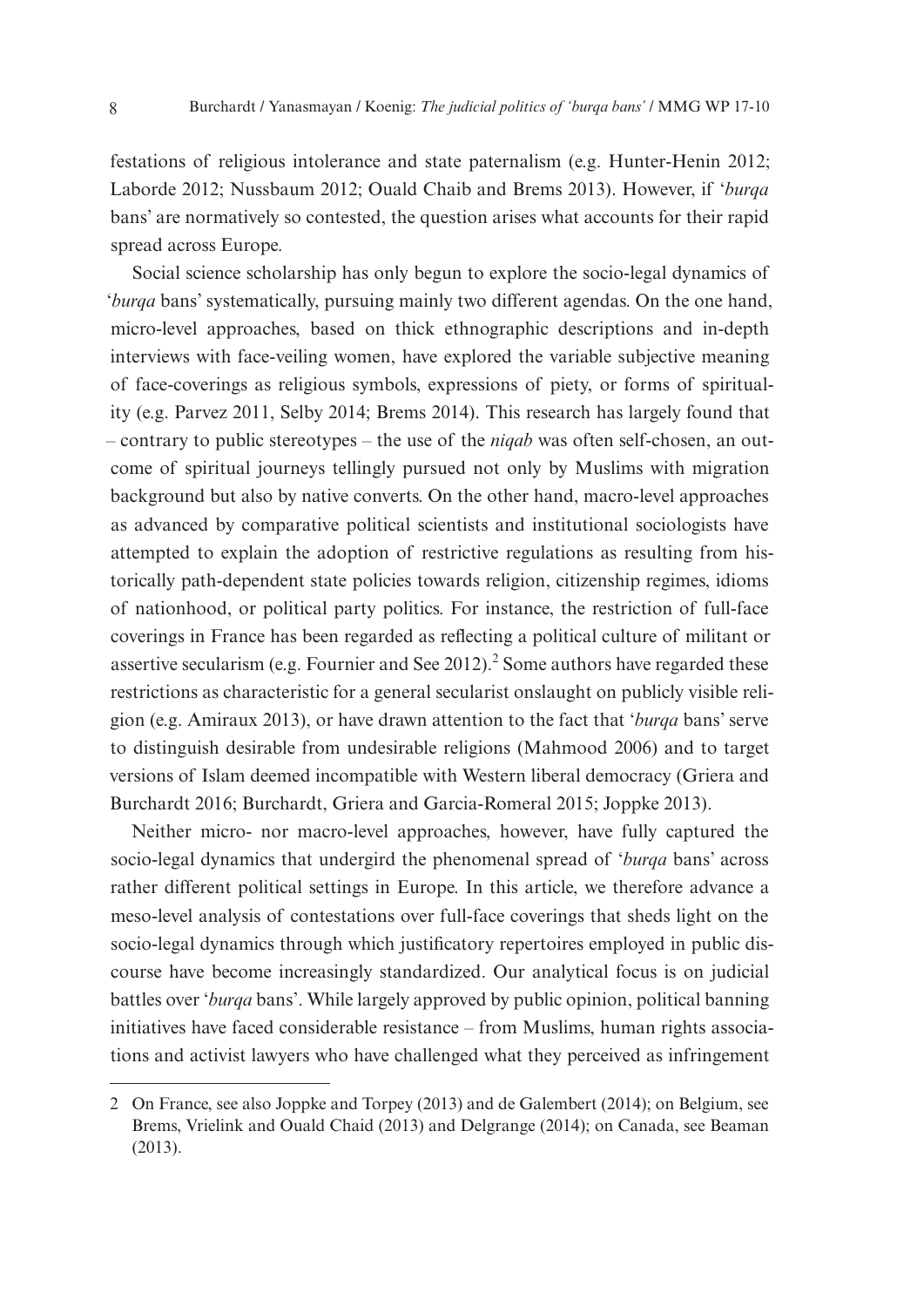festations of religious intolerance and state paternalism (e.g. Hunter-Henin 2012; Laborde 2012; Nussbaum 2012; Ouald Chaib and Brems 2013). However, if '*burqa* bans' are normatively so contested, the question arises what accounts for their rapid spread across Europe.

Social science scholarship has only begun to explore the socio-legal dynamics of '*burqa* bans' systematically, pursuing mainly two different agendas. On the one hand, micro-level approaches, based on thick ethnographic descriptions and in-depth interviews with face-veiling women, have explored the variable subjective meaning of face-coverings as religious symbols, expressions of piety, or forms of spirituality (e.g. Parvez 2011, Selby 2014; Brems 2014). This research has largely found that – contrary to public stereotypes – the use of the *niqab* was often self-chosen, an outcome of spiritual journeys tellingly pursued not only by Muslims with migration background but also by native converts. On the other hand, macro-level approaches as advanced by comparative political scientists and institutional sociologists have attempted to explain the adoption of restrictive regulations as resulting from historically path-dependent state policies towards religion, citizenship regimes, idioms of nationhood, or political party politics. For instance, the restriction of full-face coverings in France has been regarded as reflecting a political culture of militant or assertive secularism (e.g. Fournier and See 2012).[2] Some authors have regarded these restrictions as characteristic for a general secularist onslaught on publicly visible religion (e.g. Amiraux 2013), or have drawn attention to the fact that '*burqa* bans' serve to distinguish desirable from undesirable religions (Mahmood 2006) and to target versions of Islam deemed incompatible with Western liberal democracy (Griera and Burchardt 2016; Burchardt, Griera and Garcia-Romeral 2015; Joppke 2013).

Neither micro- nor macro-level approaches, however, have fully captured the socio-legal dynamics that undergird the phenomenal spread of '*burqa* bans' across rather different political settings in Europe. In this article, we therefore advance a meso-level analysis of contestations over full-face coverings that sheds light on the socio-legal dynamics through which justificatory repertoires employed in public discourse have become increasingly standardized. Our analytical focus is on judicial battles over '*burqa* bans'. While largely approved by public opinion, political banning initiatives have faced considerable resistance – from Muslims, human rights associations and activist lawyers who have challenged what they perceived as infringement

---

2 On France, see also Joppke and Torpey (2013) and de Galembert (2014); on Belgium, see Brems, Vrielink and Ouald Chaid (2013) and Delgrange (2014); on Canada, see Beaman (2013).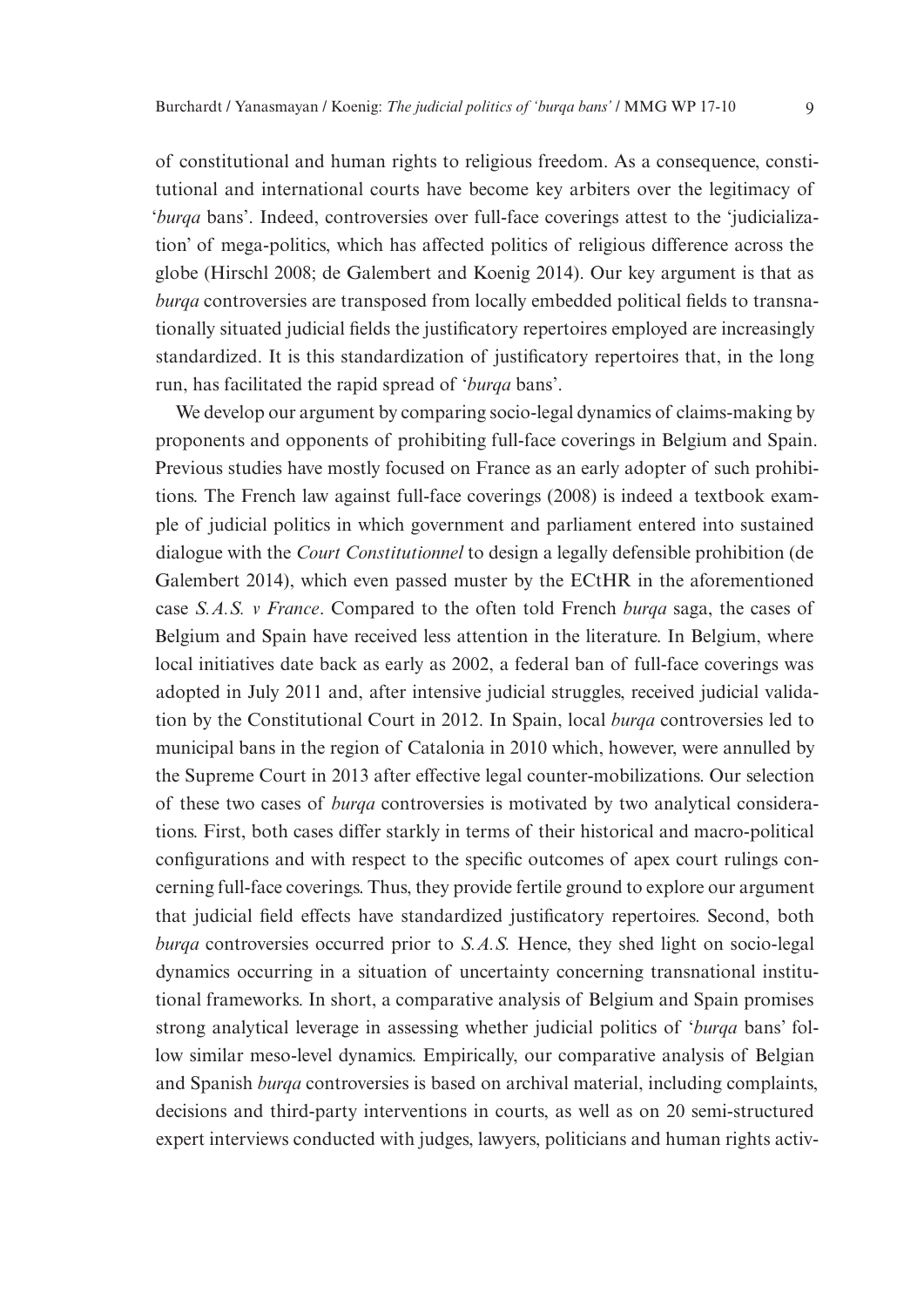of constitutional and human rights to religious freedom. As a consequence, constitutional and international courts have become key arbiters over the legitimacy of '*burqa* bans'. Indeed, controversies over full-face coverings attest to the 'judicialization' of mega-politics, which has affected politics of religious difference across the globe (Hirschl 2008; de Galembert and Koenig 2014). Our key argument is that as *burqa* controversies are transposed from locally embedded political fields to transnationally situated judicial fields the justificatory repertoires employed are increasingly standardized. It is this standardization of justificatory repertoires that, in the long run, has facilitated the rapid spread of '*burqa* bans'.

We develop our argument by comparing socio-legal dynamics of claims-making by proponents and opponents of prohibiting full-face coverings in Belgium and Spain. Previous studies have mostly focused on France as an early adopter of such prohibitions. The French law against full-face coverings (2008) is indeed a textbook example of judicial politics in which government and parliament entered into sustained dialogue with the *Court Constitutionnel* to design a legally defensible prohibition (de Galembert 2014), which even passed muster by the ECtHR in the aforementioned case *S.A.S. v France*. Compared to the often told French *burqa* saga, the cases of Belgium and Spain have received less attention in the literature. In Belgium, where local initiatives date back as early as 2002, a federal ban of full-face coverings was adopted in July 2011 and, after intensive judicial struggles, received judicial validation by the Constitutional Court in 2012. In Spain, local *burqa* controversies led to municipal bans in the region of Catalonia in 2010 which, however, were annulled by the Supreme Court in 2013 after effective legal counter-mobilizations. Our selection of these two cases of *burqa* controversies is motivated by two analytical considerations. First, both cases differ starkly in terms of their historical and macro-political configurations and with respect to the specific outcomes of apex court rulings concerning full-face coverings. Thus, they provide fertile ground to explore our argument that judicial field effects have standardized justificatory repertoires. Second, both *burqa* controversies occurred prior to *S.A.S.* Hence, they shed light on socio-legal dynamics occurring in a situation of uncertainty concerning transnational institutional frameworks. In short, a comparative analysis of Belgium and Spain promises strong analytical leverage in assessing whether judicial politics of '*burqa* bans' follow similar meso-level dynamics. Empirically, our comparative analysis of Belgian and Spanish *burqa* controversies is based on archival material, including complaints, decisions and third-party interventions in courts, as well as on 20 semi-structured expert interviews conducted with judges, lawyers, politicians and human rights activ-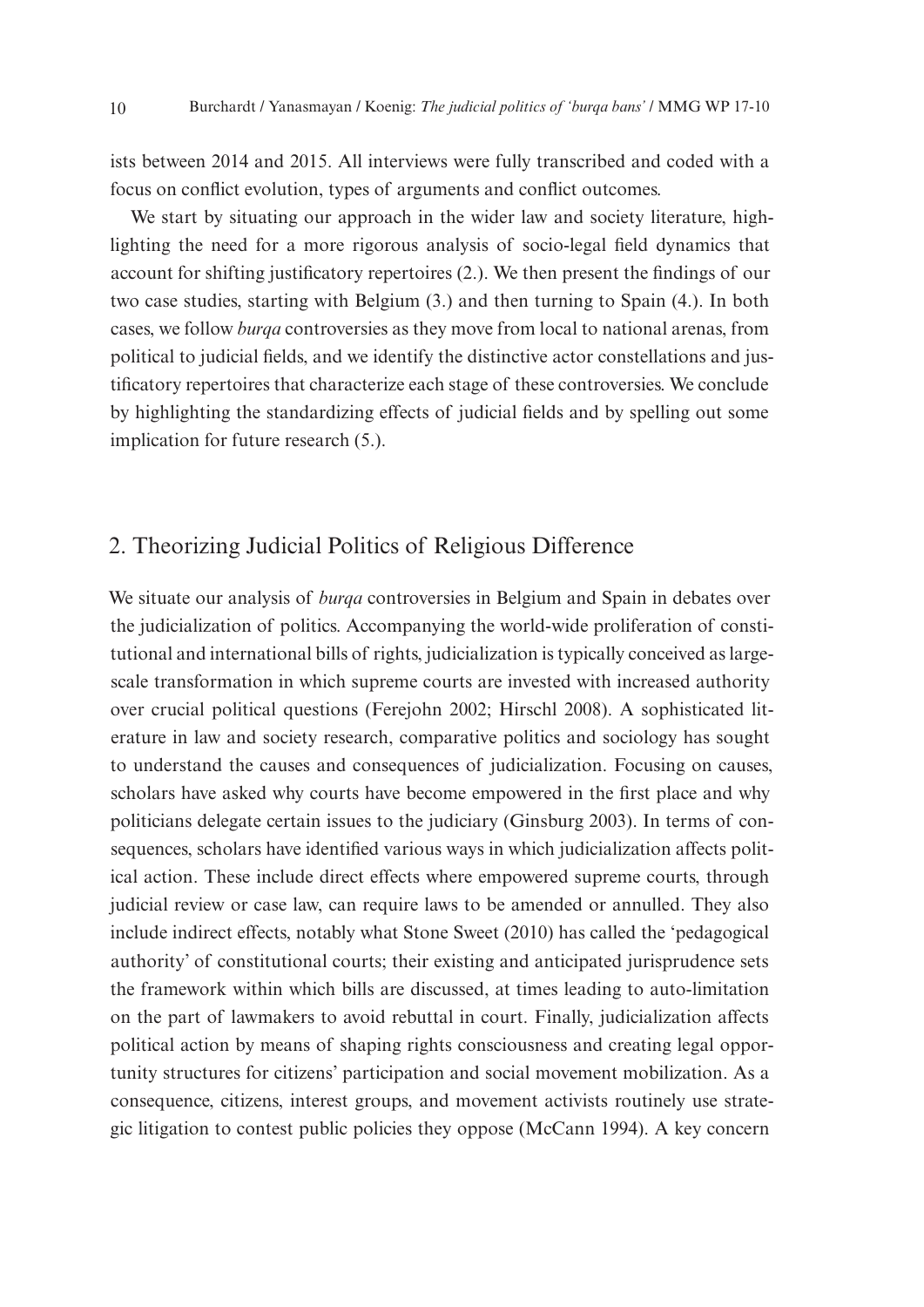ists between 2014 and 2015. All interviews were fully transcribed and coded with a focus on conflict evolution, types of arguments and conflict outcomes.

We start by situating our approach in the wider law and society literature, highlighting the need for a more rigorous analysis of socio-legal field dynamics that account for shifting justificatory repertoires (2.). We then present the findings of our two case studies, starting with Belgium (3.) and then turning to Spain (4.). In both cases, we follow *burqa* controversies as they move from local to national arenas, from political to judicial fields, and we identify the distinctive actor constellations and justificatory repertoires that characterize each stage of these controversies. We conclude by highlighting the standardizing effects of judicial fields and by spelling out some implication for future research (5.).

## 2. Theorizing Judicial Politics of Religious Difference

We situate our analysis of *burqa* controversies in Belgium and Spain in debates over the judicialization of politics. Accompanying the world-wide proliferation of constitutional and international bills of rights, judicialization is typically conceived as large-scale transformation in which supreme courts are invested with increased authority over crucial political questions (Ferejohn 2002; Hirschl 2008). A sophisticated literature in law and society research, comparative politics and sociology has sought to understand the causes and consequences of judicialization. Focusing on causes, scholars have asked why courts have become empowered in the first place and why politicians delegate certain issues to the judiciary (Ginsburg 2003). In terms of consequences, scholars have identified various ways in which judicialization affects political action. These include direct effects where empowered supreme courts, through judicial review or case law, can require laws to be amended or annulled. They also include indirect effects, notably what Stone Sweet (2010) has called the 'pedagogical authority' of constitutional courts; their existing and anticipated jurisprudence sets the framework within which bills are discussed, at times leading to auto-limitation on the part of lawmakers to avoid rebuttal in court. Finally, judicialization affects political action by means of shaping rights consciousness and creating legal opportunity structures for citizens' participation and social movement mobilization. As a consequence, citizens, interest groups, and movement activists routinely use strategic litigation to contest public policies they oppose (McCann 1994). A key concern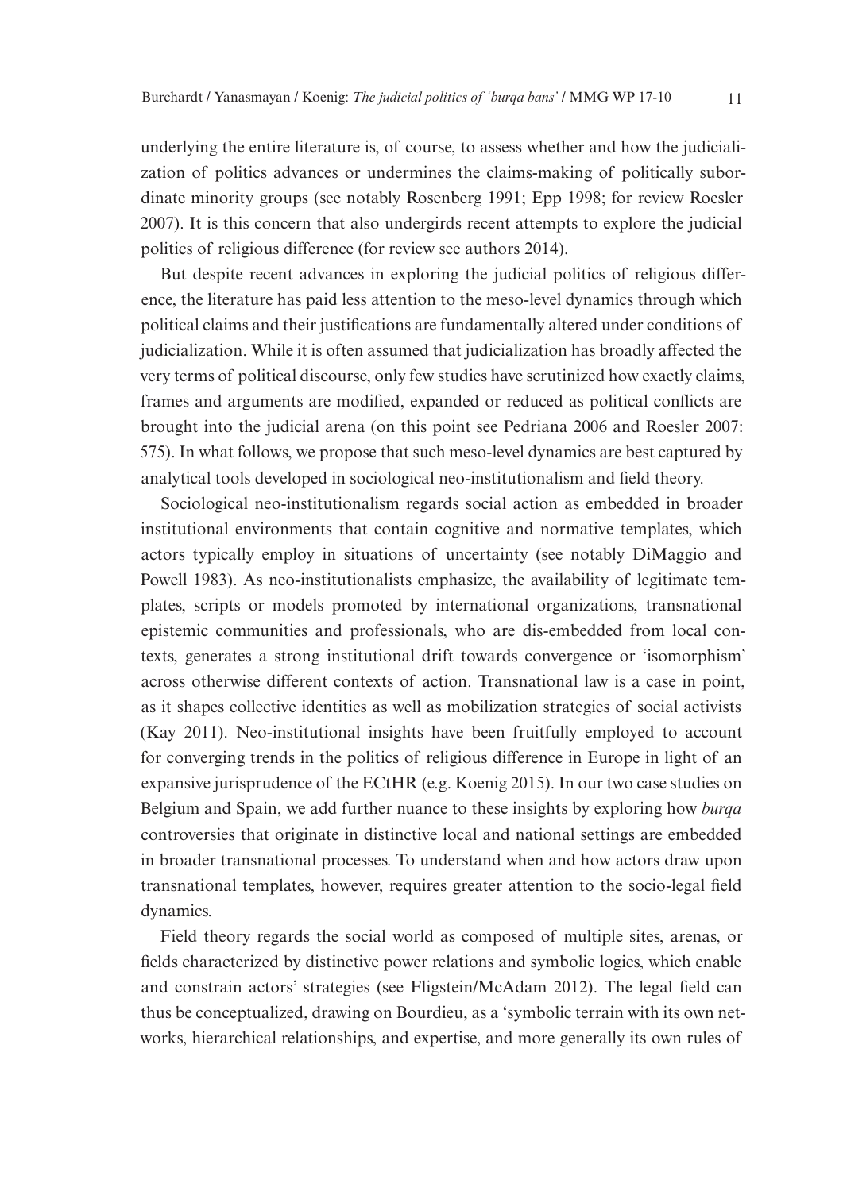underlying the entire literature is, of course, to assess whether and how the judicialization of politics advances or undermines the claims-making of politically subordinate minority groups (see notably Rosenberg 1991; Epp 1998; for review Roesler 2007). It is this concern that also undergirds recent attempts to explore the judicial politics of religious difference (for review see authors 2014).

But despite recent advances in exploring the judicial politics of religious difference, the literature has paid less attention to the meso-level dynamics through which political claims and their justifications are fundamentally altered under conditions of judicialization. While it is often assumed that judicialization has broadly affected the very terms of political discourse, only few studies have scrutinized how exactly claims, frames and arguments are modified, expanded or reduced as political conflicts are brought into the judicial arena (on this point see Pedriana 2006 and Roesler 2007: 575). In what follows, we propose that such meso-level dynamics are best captured by analytical tools developed in sociological neo-institutionalism and field theory.

Sociological neo-institutionalism regards social action as embedded in broader institutional environments that contain cognitive and normative templates, which actors typically employ in situations of uncertainty (see notably DiMaggio and Powell 1983). As neo-institutionalists emphasize, the availability of legitimate templates, scripts or models promoted by international organizations, transnational epistemic communities and professionals, who are dis-embedded from local contexts, generates a strong institutional drift towards convergence or 'isomorphism' across otherwise different contexts of action. Transnational law is a case in point, as it shapes collective identities as well as mobilization strategies of social activists (Kay 2011). Neo-institutional insights have been fruitfully employed to account for converging trends in the politics of religious difference in Europe in light of an expansive jurisprudence of the ECtHR (e.g. Koenig 2015). In our two case studies on Belgium and Spain, we add further nuance to these insights by exploring how *burqa* controversies that originate in distinctive local and national settings are embedded in broader transnational processes. To understand when and how actors draw upon transnational templates, however, requires greater attention to the socio-legal field dynamics.

Field theory regards the social world as composed of multiple sites, arenas, or fields characterized by distinctive power relations and symbolic logics, which enable and constrain actors' strategies (see Fligstein/McAdam 2012). The legal field can thus be conceptualized, drawing on Bourdieu, as a 'symbolic terrain with its own networks, hierarchical relationships, and expertise, and more generally its own rules of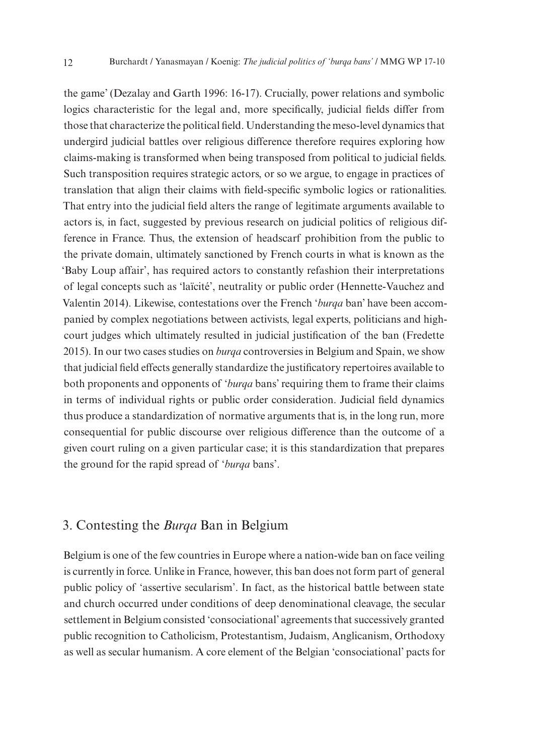the game' (Dezalay and Garth 1996: 16-17). Crucially, power relations and symbolic logics characteristic for the legal and, more specifically, judicial fields differ from those that characterize the political field. Understanding the meso-level dynamics that undergird judicial battles over religious difference therefore requires exploring how claims-making is transformed when being transposed from political to judicial fields. Such transposition requires strategic actors, or so we argue, to engage in practices of translation that align their claims with field-specific symbolic logics or rationalities. That entry into the judicial field alters the range of legitimate arguments available to actors is, in fact, suggested by previous research on judicial politics of religious difference in France. Thus, the extension of headscarf prohibition from the public to the private domain, ultimately sanctioned by French courts in what is known as the 'Baby Loup affair', has required actors to constantly refashion their interpretations of legal concepts such as 'laïcité', neutrality or public order (Hennette-Vauchez and Valentin 2014). Likewise, contestations over the French '*burqa* ban' have been accompanied by complex negotiations between activists, legal experts, politicians and high-court judges which ultimately resulted in judicial justification of the ban (Fredette 2015). In our two cases studies on *burqa* controversies in Belgium and Spain, we show that judicial field effects generally standardize the justificatory repertoires available to both proponents and opponents of '*burqa* bans' requiring them to frame their claims in terms of individual rights or public order consideration. Judicial field dynamics thus produce a standardization of normative arguments that is, in the long run, more consequential for public discourse over religious difference than the outcome of a given court ruling on a given particular case; it is this standardization that prepares the ground for the rapid spread of '*burqa* bans'.

## 3. Contesting the *Burqa* Ban in Belgium

Belgium is one of the few countries in Europe where a nation-wide ban on face veiling is currently in force. Unlike in France, however, this ban does not form part of general public policy of 'assertive secularism'. In fact, as the historical battle between state and church occurred under conditions of deep denominational cleavage, the secular settlement in Belgium consisted 'consociational' agreements that successively granted public recognition to Catholicism, Protestantism, Judaism, Anglicanism, Orthodoxy as well as secular humanism. A core element of the Belgian 'consociational' pacts for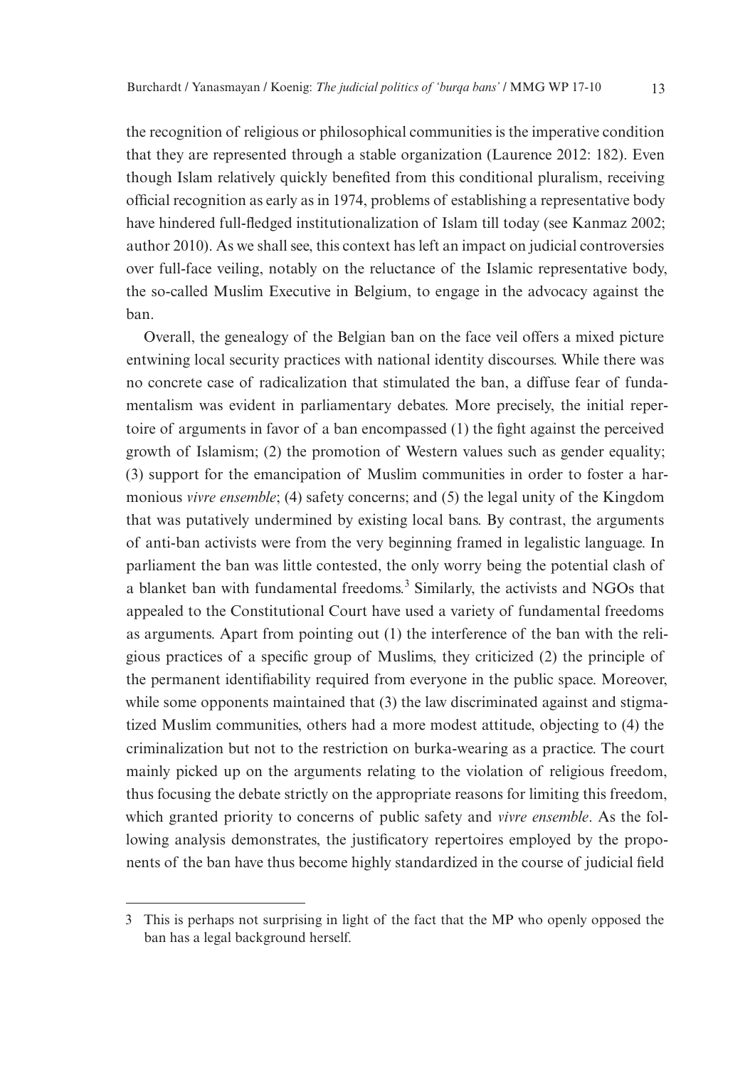the recognition of religious or philosophical communities is the imperative condition that they are represented through a stable organization (Laurence 2012: 182). Even though Islam relatively quickly benefited from this conditional pluralism, receiving official recognition as early as in 1974, problems of establishing a representative body have hindered full-fledged institutionalization of Islam till today (see Kanmaz 2002; author 2010). As we shall see, this context has left an impact on judicial controversies over full-face veiling, notably on the reluctance of the Islamic representative body, the so-called Muslim Executive in Belgium, to engage in the advocacy against the ban.

Overall, the genealogy of the Belgian ban on the face veil offers a mixed picture entwining local security practices with national identity discourses. While there was no concrete case of radicalization that stimulated the ban, a diffuse fear of fundamentalism was evident in parliamentary debates. More precisely, the initial repertoire of arguments in favor of a ban encompassed (1) the fight against the perceived growth of Islamism; (2) the promotion of Western values such as gender equality; (3) support for the emancipation of Muslim communities in order to foster a harmonious *vivre ensemble*; (4) safety concerns; and (5) the legal unity of the Kingdom that was putatively undermined by existing local bans. By contrast, the arguments of anti-ban activists were from the very beginning framed in legalistic language. In parliament the ban was little contested, the only worry being the potential clash of a blanket ban with fundamental freedoms.[3] Similarly, the activists and NGOs that appealed to the Constitutional Court have used a variety of fundamental freedoms as arguments. Apart from pointing out (1) the interference of the ban with the religious practices of a specific group of Muslims, they criticized (2) the principle of the permanent identifiability required from everyone in the public space. Moreover, while some opponents maintained that (3) the law discriminated against and stigmatized Muslim communities, others had a more modest attitude, objecting to (4) the criminalization but not to the restriction on burka-wearing as a practice. The court mainly picked up on the arguments relating to the violation of religious freedom, thus focusing the debate strictly on the appropriate reasons for limiting this freedom, which granted priority to concerns of public safety and *vivre ensemble*. As the following analysis demonstrates, the justificatory repertoires employed by the proponents of the ban have thus become highly standardized in the course of judicial field

---

3 This is perhaps not surprising in light of the fact that the MP who openly opposed the ban has a legal background herself.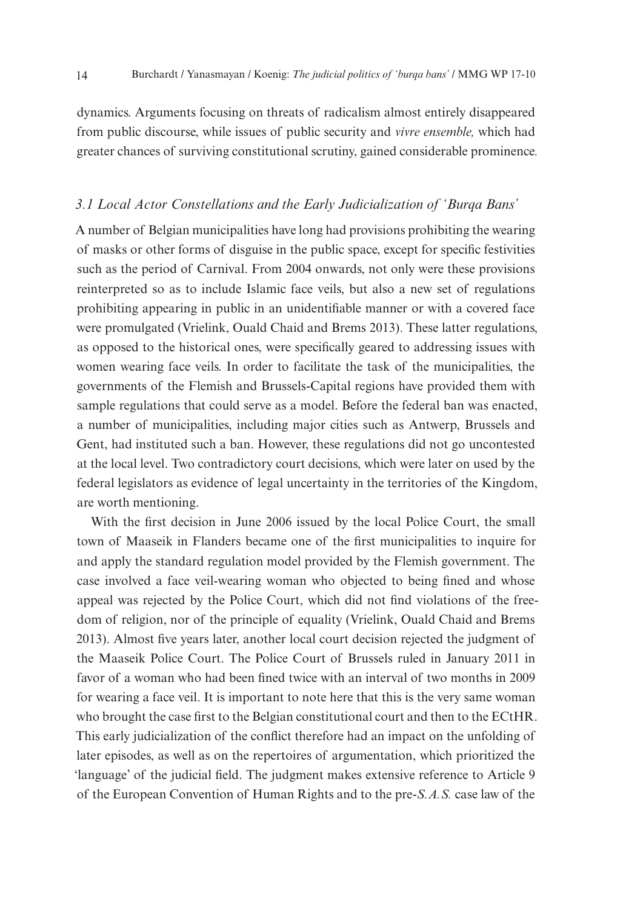dynamics. Arguments focusing on threats of radicalism almost entirely disappeared from public discourse, while issues of public security and *vivre ensemble,* which had greater chances of surviving constitutional scrutiny, gained considerable prominence.

### *3.1 Local Actor Constellations and the Early Judicialization of 'Burqa Bans'*

A number of Belgian municipalities have long had provisions prohibiting the wearing of masks or other forms of disguise in the public space, except for specific festivities such as the period of Carnival. From 2004 onwards, not only were these provisions reinterpreted so as to include Islamic face veils, but also a new set of regulations prohibiting appearing in public in an unidentifiable manner or with a covered face were promulgated (Vrielink, Ouald Chaid and Brems 2013). These latter regulations, as opposed to the historical ones, were specifically geared to addressing issues with women wearing face veils. In order to facilitate the task of the municipalities, the governments of the Flemish and Brussels-Capital regions have provided them with sample regulations that could serve as a model. Before the federal ban was enacted, a number of municipalities, including major cities such as Antwerp, Brussels and Gent, had instituted such a ban. However, these regulations did not go uncontested at the local level. Two contradictory court decisions, which were later on used by the federal legislators as evidence of legal uncertainty in the territories of the Kingdom, are worth mentioning.

With the first decision in June 2006 issued by the local Police Court, the small town of Maaseik in Flanders became one of the first municipalities to inquire for and apply the standard regulation model provided by the Flemish government. The case involved a face veil-wearing woman who objected to being fined and whose appeal was rejected by the Police Court, which did not find violations of the freedom of religion, nor of the principle of equality (Vrielink, Ouald Chaid and Brems 2013). Almost five years later, another local court decision rejected the judgment of the Maaseik Police Court. The Police Court of Brussels ruled in January 2011 in favor of a woman who had been fined twice with an interval of two months in 2009 for wearing a face veil. It is important to note here that this is the very same woman who brought the case first to the Belgian constitutional court and then to the ECtHR. This early judicialization of the conflict therefore had an impact on the unfolding of later episodes, as well as on the repertoires of argumentation, which prioritized the 'language' of the judicial field. The judgment makes extensive reference to Article 9 of the European Convention of Human Rights and to the pre-*S.A.S.* case law of the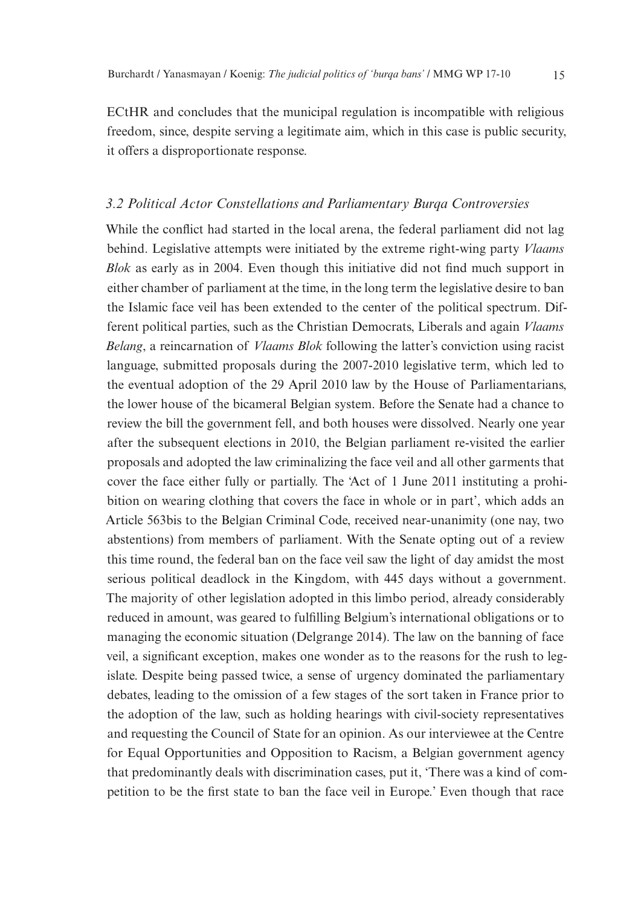ECtHR and concludes that the municipal regulation is incompatible with religious freedom, since, despite serving a legitimate aim, which in this case is public security, it offers a disproportionate response.

### *3.2 Political Actor Constellations and Parliamentary Burqa Controversies*

While the conflict had started in the local arena, the federal parliament did not lag behind. Legislative attempts were initiated by the extreme right-wing party *Vlaams Blok* as early as in 2004. Even though this initiative did not find much support in either chamber of parliament at the time, in the long term the legislative desire to ban the Islamic face veil has been extended to the center of the political spectrum. Different political parties, such as the Christian Democrats, Liberals and again *Vlaams Belang*, a reincarnation of *Vlaams Blok* following the latter's conviction using racist language, submitted proposals during the 2007-2010 legislative term, which led to the eventual adoption of the 29 April 2010 law by the House of Parliamentarians, the lower house of the bicameral Belgian system. Before the Senate had a chance to review the bill the government fell, and both houses were dissolved. Nearly one year after the subsequent elections in 2010, the Belgian parliament re-visited the earlier proposals and adopted the law criminalizing the face veil and all other garments that cover the face either fully or partially. The 'Act of 1 June 2011 instituting a prohibition on wearing clothing that covers the face in whole or in part', which adds an Article 563bis to the Belgian Criminal Code, received near-unanimity (one nay, two abstentions) from members of parliament. With the Senate opting out of a review this time round, the federal ban on the face veil saw the light of day amidst the most serious political deadlock in the Kingdom, with 445 days without a government. The majority of other legislation adopted in this limbo period, already considerably reduced in amount, was geared to fulfilling Belgium's international obligations or to managing the economic situation (Delgrange 2014). The law on the banning of face veil, a significant exception, makes one wonder as to the reasons for the rush to legislate. Despite being passed twice, a sense of urgency dominated the parliamentary debates, leading to the omission of a few stages of the sort taken in France prior to the adoption of the law, such as holding hearings with civil-society representatives and requesting the Council of State for an opinion. As our interviewee at the Centre for Equal Opportunities and Opposition to Racism, a Belgian government agency that predominantly deals with discrimination cases, put it, 'There was a kind of competition to be the first state to ban the face veil in Europe.' Even though that race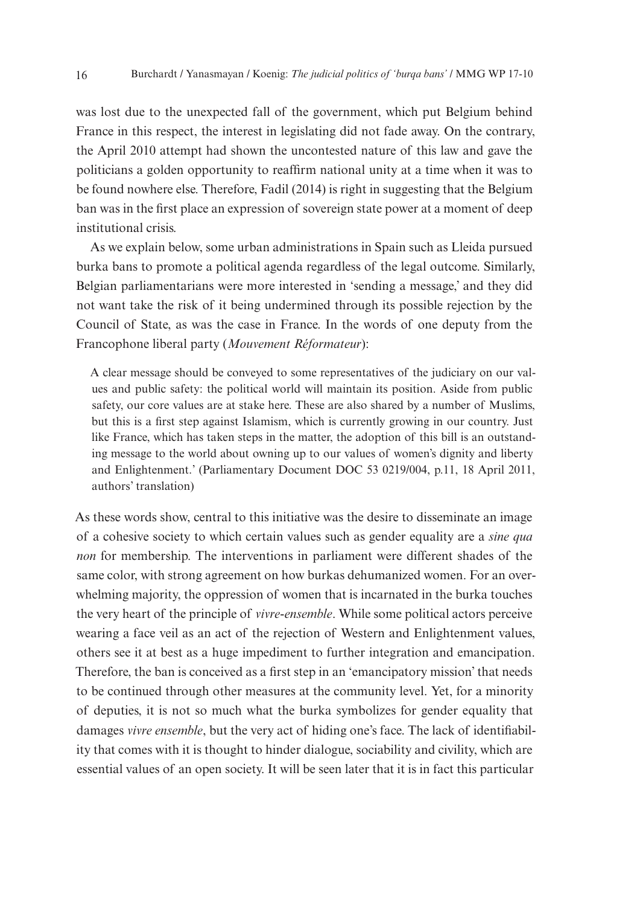was lost due to the unexpected fall of the government, which put Belgium behind France in this respect, the interest in legislating did not fade away. On the contrary, the April 2010 attempt had shown the uncontested nature of this law and gave the politicians a golden opportunity to reaffirm national unity at a time when it was to be found nowhere else. Therefore, Fadil (2014) is right in suggesting that the Belgium ban was in the first place an expression of sovereign state power at a moment of deep institutional crisis.

As we explain below, some urban administrations in Spain such as Lleida pursued burka bans to promote a political agenda regardless of the legal outcome. Similarly, Belgian parliamentarians were more interested in 'sending a message,' and they did not want take the risk of it being undermined through its possible rejection by the Council of State, as was the case in France. In the words of one deputy from the Francophone liberal party (*Mouvement Réformateur*):

> A clear message should be conveyed to some representatives of the judiciary on our values and public safety: the political world will maintain its position. Aside from public safety, our core values are at stake here. These are also shared by a number of Muslims, but this is a first step against Islamism, which is currently growing in our country. Just like France, which has taken steps in the matter, the adoption of this bill is an outstanding message to the world about owning up to our values of women's dignity and liberty and Enlightenment.' (Parliamentary Document DOC 53 0219/004, p.11, 18 April 2011, authors' translation)

As these words show, central to this initiative was the desire to disseminate an image of a cohesive society to which certain values such as gender equality are a *sine qua non* for membership. The interventions in parliament were different shades of the same color, with strong agreement on how burkas dehumanized women. For an overwhelming majority, the oppression of women that is incarnated in the burka touches the very heart of the principle of *vivre-ensemble*. While some political actors perceive wearing a face veil as an act of the rejection of Western and Enlightenment values, others see it at best as a huge impediment to further integration and emancipation. Therefore, the ban is conceived as a first step in an 'emancipatory mission' that needs to be continued through other measures at the community level. Yet, for a minority of deputies, it is not so much what the burka symbolizes for gender equality that damages *vivre ensemble*, but the very act of hiding one's face. The lack of identifiability that comes with it is thought to hinder dialogue, sociability and civility, which are essential values of an open society. It will be seen later that it is in fact this particular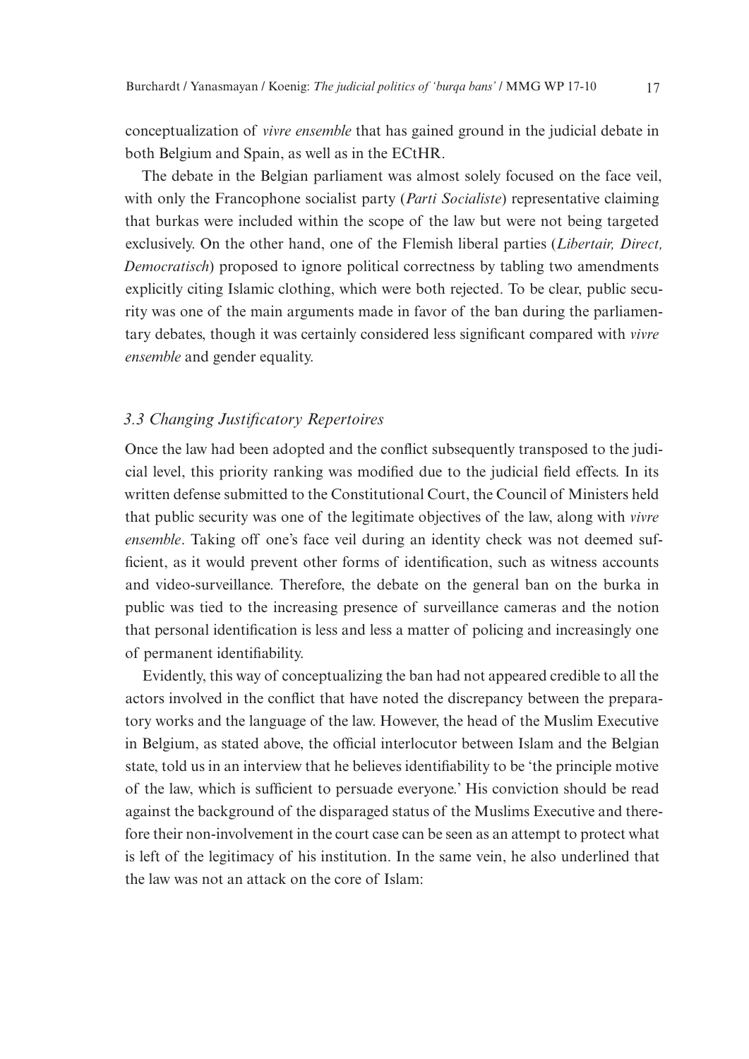conceptualization of *vivre ensemble* that has gained ground in the judicial debate in both Belgium and Spain, as well as in the ECtHR.

The debate in the Belgian parliament was almost solely focused on the face veil, with only the Francophone socialist party (*Parti Socialiste*) representative claiming that burkas were included within the scope of the law but were not being targeted exclusively. On the other hand, one of the Flemish liberal parties (*Libertair, Direct, Democratisch*) proposed to ignore political correctness by tabling two amendments explicitly citing Islamic clothing, which were both rejected. To be clear, public security was one of the main arguments made in favor of the ban during the parliamentary debates, though it was certainly considered less significant compared with *vivre ensemble* and gender equality.

### *3.3 Changing Justificatory Repertoires*

Once the law had been adopted and the conflict subsequently transposed to the judicial level, this priority ranking was modified due to the judicial field effects. In its written defense submitted to the Constitutional Court, the Council of Ministers held that public security was one of the legitimate objectives of the law, along with *vivre ensemble*. Taking off one's face veil during an identity check was not deemed sufficient, as it would prevent other forms of identification, such as witness accounts and video-surveillance. Therefore, the debate on the general ban on the burka in public was tied to the increasing presence of surveillance cameras and the notion that personal identification is less and less a matter of policing and increasingly one of permanent identifiability.

Evidently, this way of conceptualizing the ban had not appeared credible to all the actors involved in the conflict that have noted the discrepancy between the preparatory works and the language of the law. However, the head of the Muslim Executive in Belgium, as stated above, the official interlocutor between Islam and the Belgian state, told us in an interview that he believes identifiability to be 'the principle motive of the law, which is sufficient to persuade everyone.' His conviction should be read against the background of the disparaged status of the Muslims Executive and therefore their non-involvement in the court case can be seen as an attempt to protect what is left of the legitimacy of his institution. In the same vein, he also underlined that the law was not an attack on the core of Islam: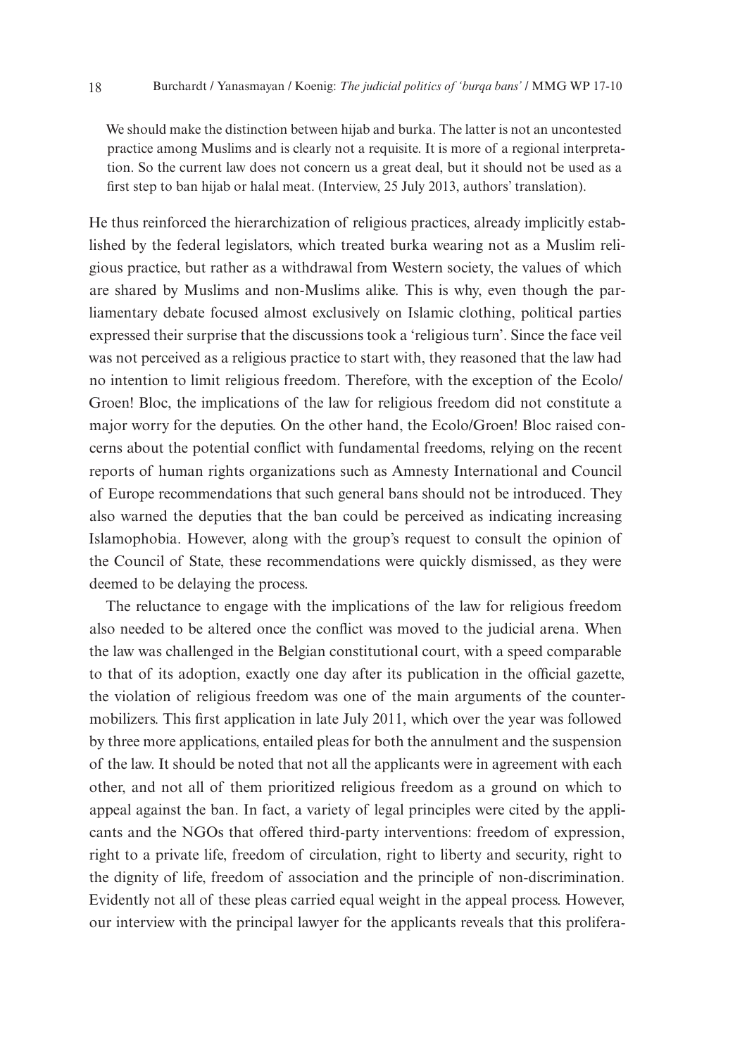> We should make the distinction between hijab and burka. The latter is not an uncontested practice among Muslims and is clearly not a requisite. It is more of a regional interpretation. So the current law does not concern us a great deal, but it should not be used as a first step to ban hijab or halal meat. (Interview, 25 July 2013, authors' translation).

He thus reinforced the hierarchization of religious practices, already implicitly established by the federal legislators, which treated burka wearing not as a Muslim religious practice, but rather as a withdrawal from Western society, the values of which are shared by Muslims and non-Muslims alike. This is why, even though the parliamentary debate focused almost exclusively on Islamic clothing, political parties expressed their surprise that the discussions took a 'religious turn'. Since the face veil was not perceived as a religious practice to start with, they reasoned that the law had no intention to limit religious freedom. Therefore, with the exception of the Ecolo/Groen! Bloc, the implications of the law for religious freedom did not constitute a major worry for the deputies. On the other hand, the Ecolo/Groen! Bloc raised concerns about the potential conflict with fundamental freedoms, relying on the recent reports of human rights organizations such as Amnesty International and Council of Europe recommendations that such general bans should not be introduced. They also warned the deputies that the ban could be perceived as indicating increasing Islamophobia. However, along with the group's request to consult the opinion of the Council of State, these recommendations were quickly dismissed, as they were deemed to be delaying the process.

The reluctance to engage with the implications of the law for religious freedom also needed to be altered once the conflict was moved to the judicial arena. When the law was challenged in the Belgian constitutional court, with a speed comparable to that of its adoption, exactly one day after its publication in the official gazette, the violation of religious freedom was one of the main arguments of the counter-mobilizers. This first application in late July 2011, which over the year was followed by three more applications, entailed pleas for both the annulment and the suspension of the law. It should be noted that not all the applicants were in agreement with each other, and not all of them prioritized religious freedom as a ground on which to appeal against the ban. In fact, a variety of legal principles were cited by the applicants and the NGOs that offered third-party interventions: freedom of expression, right to a private life, freedom of circulation, right to liberty and security, right to the dignity of life, freedom of association and the principle of non-discrimination. Evidently not all of these pleas carried equal weight in the appeal process. However, our interview with the principal lawyer for the applicants reveals that this prolifera-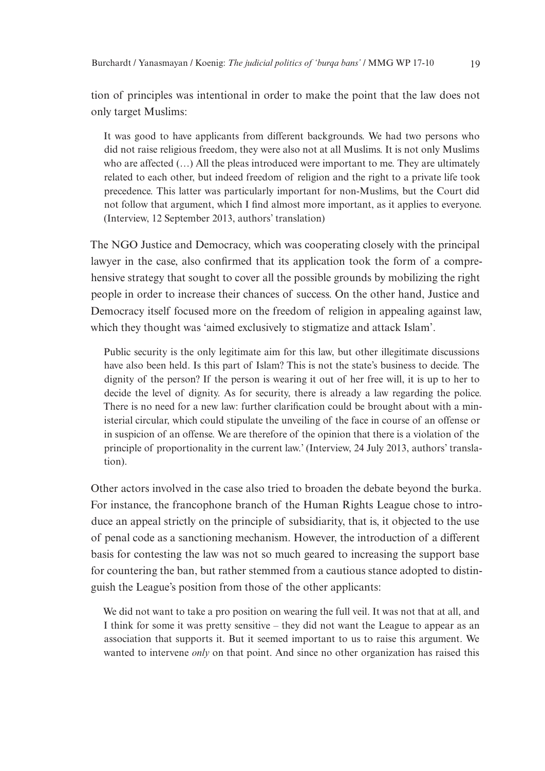tion of principles was intentional in order to make the point that the law does not only target Muslims:

> It was good to have applicants from different backgrounds. We had two persons who did not raise religious freedom, they were also not at all Muslims. It is not only Muslims who are affected (…) All the pleas introduced were important to me. They are ultimately related to each other, but indeed freedom of religion and the right to a private life took precedence. This latter was particularly important for non-Muslims, but the Court did not follow that argument, which I find almost more important, as it applies to everyone. (Interview, 12 September 2013, authors' translation)

The NGO Justice and Democracy, which was cooperating closely with the principal lawyer in the case, also confirmed that its application took the form of a comprehensive strategy that sought to cover all the possible grounds by mobilizing the right people in order to increase their chances of success. On the other hand, Justice and Democracy itself focused more on the freedom of religion in appealing against law, which they thought was 'aimed exclusively to stigmatize and attack Islam'.

> Public security is the only legitimate aim for this law, but other illegitimate discussions have also been held. Is this part of Islam? This is not the state's business to decide. The dignity of the person? If the person is wearing it out of her free will, it is up to her to decide the level of dignity. As for security, there is already a law regarding the police. There is no need for a new law: further clarification could be brought about with a ministerial circular, which could stipulate the unveiling of the face in course of an offense or in suspicion of an offense. We are therefore of the opinion that there is a violation of the principle of proportionality in the current law.' (Interview, 24 July 2013, authors' translation).

Other actors involved in the case also tried to broaden the debate beyond the burka. For instance, the francophone branch of the Human Rights League chose to introduce an appeal strictly on the principle of subsidiarity, that is, it objected to the use of penal code as a sanctioning mechanism. However, the introduction of a different basis for contesting the law was not so much geared to increasing the support base for countering the ban, but rather stemmed from a cautious stance adopted to distinguish the League's position from those of the other applicants:

> We did not want to take a pro position on wearing the full veil. It was not that at all, and I think for some it was pretty sensitive – they did not want the League to appear as an association that supports it. But it seemed important to us to raise this argument. We wanted to intervene *only* on that point. And since no other organization has raised this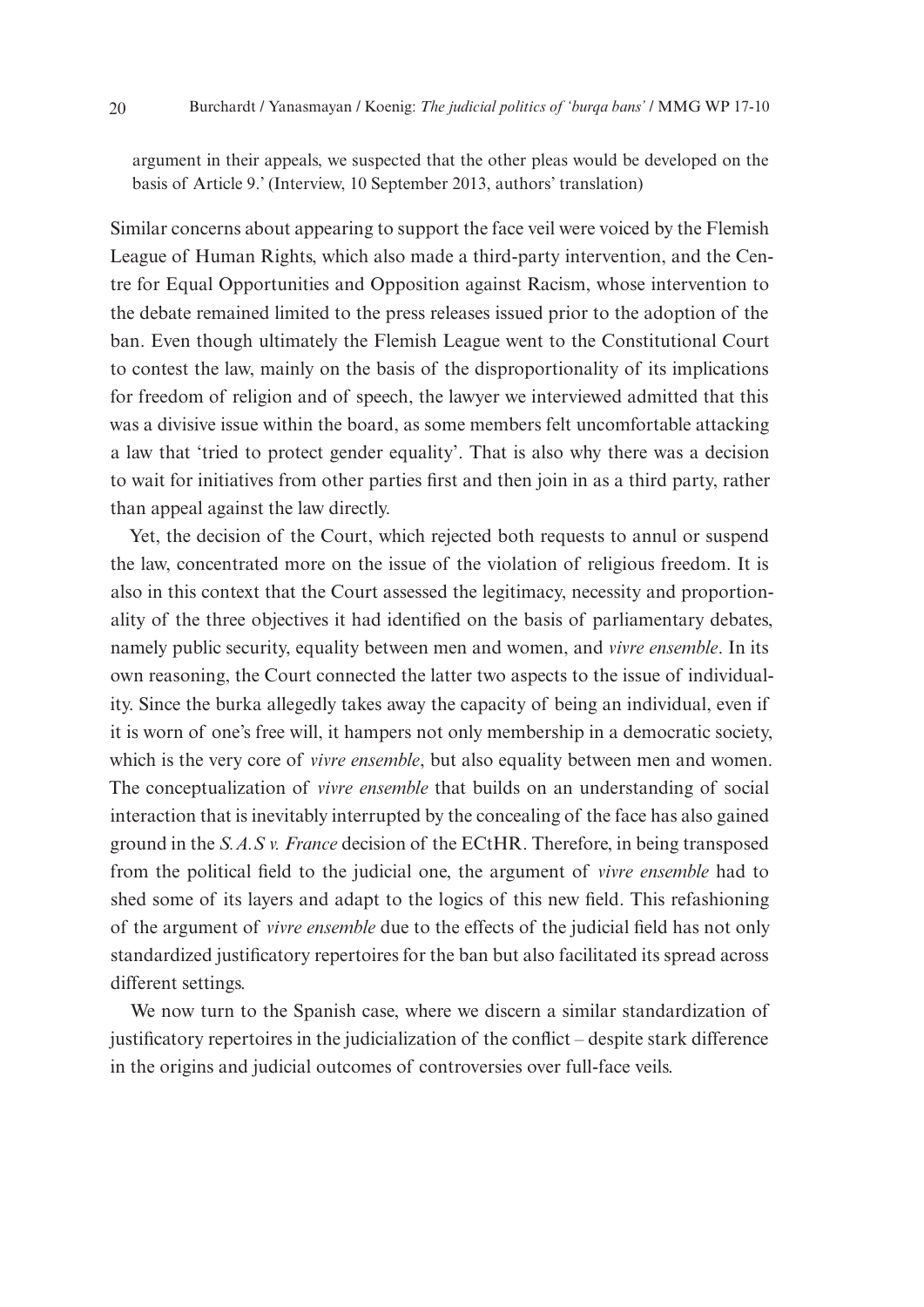argument in their appeals, we suspected that the other pleas would be developed on the basis of Article 9.' (Interview, 10 September 2013, authors' translation)

Similar concerns about appearing to support the face veil were voiced by the Flemish League of Human Rights, which also made a third-party intervention, and the Centre for Equal Opportunities and Opposition against Racism, whose intervention to the debate remained limited to the press releases issued prior to the adoption of the ban. Even though ultimately the Flemish League went to the Constitutional Court to contest the law, mainly on the basis of the disproportionality of its implications for freedom of religion and of speech, the lawyer we interviewed admitted that this was a divisive issue within the board, as some members felt uncomfortable attacking a law that 'tried to protect gender equality'. That is also why there was a decision to wait for initiatives from other parties first and then join in as a third party, rather than appeal against the law directly.

Yet, the decision of the Court, which rejected both requests to annul or suspend the law, concentrated more on the issue of the violation of religious freedom. It is also in this context that the Court assessed the legitimacy, necessity and proportionality of the three objectives it had identified on the basis of parliamentary debates, namely public security, equality between men and women, and *vivre ensemble*. In its own reasoning, the Court connected the latter two aspects to the issue of individuality. Since the burka allegedly takes away the capacity of being an individual, even if it is worn of one's free will, it hampers not only membership in a democratic society, which is the very core of *vivre ensemble*, but also equality between men and women. The conceptualization of *vivre ensemble* that builds on an understanding of social interaction that is inevitably interrupted by the concealing of the face has also gained ground in the *S.A.S v. France* decision of the ECtHR. Therefore, in being transposed from the political field to the judicial one, the argument of *vivre ensemble* had to shed some of its layers and adapt to the logics of this new field. This refashioning of the argument of *vivre ensemble* due to the effects of the judicial field has not only standardized justificatory repertoires for the ban but also facilitated its spread across different settings.

We now turn to the Spanish case, where we discern a similar standardization of justificatory repertoires in the judicialization of the conflict – despite stark difference in the origins and judicial outcomes of controversies over full-face veils.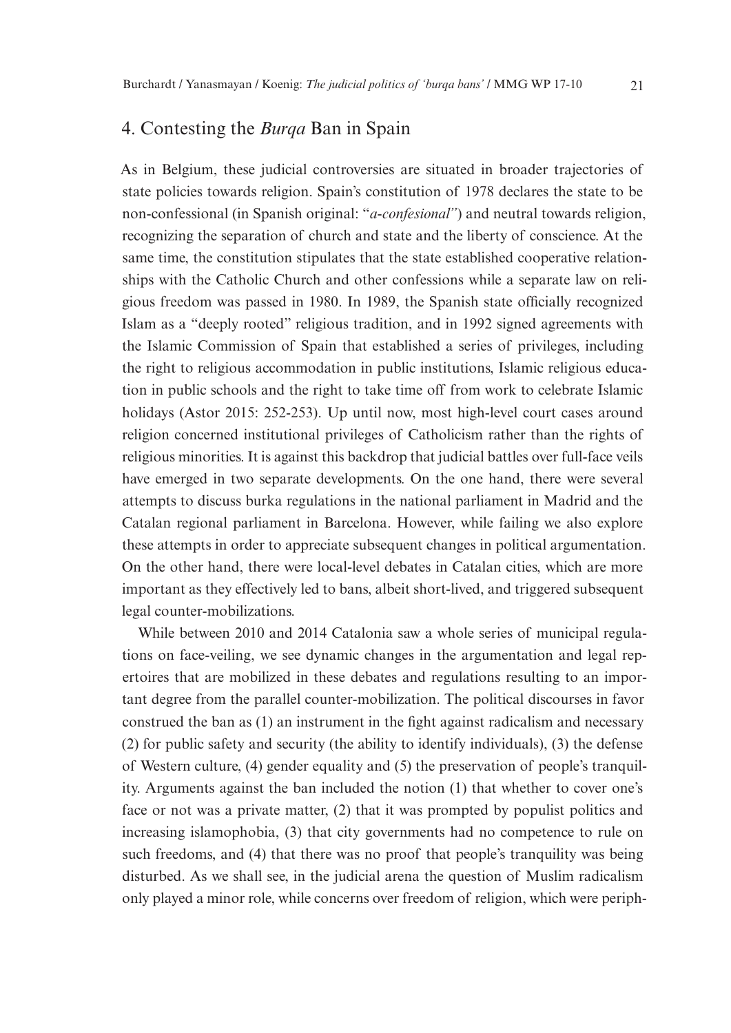## 4. Contesting the *Burqa* Ban in Spain

As in Belgium, these judicial controversies are situated in broader trajectories of state policies towards religion. Spain's constitution of 1978 declares the state to be non-confessional (in Spanish original: "*a-confesional"*) and neutral towards religion, recognizing the separation of church and state and the liberty of conscience. At the same time, the constitution stipulates that the state established cooperative relationships with the Catholic Church and other confessions while a separate law on religious freedom was passed in 1980. In 1989, the Spanish state officially recognized Islam as a "deeply rooted" religious tradition, and in 1992 signed agreements with the Islamic Commission of Spain that established a series of privileges, including the right to religious accommodation in public institutions, Islamic religious education in public schools and the right to take time off from work to celebrate Islamic holidays (Astor 2015: 252-253). Up until now, most high-level court cases around religion concerned institutional privileges of Catholicism rather than the rights of religious minorities. It is against this backdrop that judicial battles over full-face veils have emerged in two separate developments. On the one hand, there were several attempts to discuss burka regulations in the national parliament in Madrid and the Catalan regional parliament in Barcelona. However, while failing we also explore these attempts in order to appreciate subsequent changes in political argumentation. On the other hand, there were local-level debates in Catalan cities, which are more important as they effectively led to bans, albeit short-lived, and triggered subsequent legal counter-mobilizations.

While between 2010 and 2014 Catalonia saw a whole series of municipal regulations on face-veiling, we see dynamic changes in the argumentation and legal repertoires that are mobilized in these debates and regulations resulting to an important degree from the parallel counter-mobilization. The political discourses in favor construed the ban as (1) an instrument in the fight against radicalism and necessary (2) for public safety and security (the ability to identify individuals), (3) the defense of Western culture, (4) gender equality and (5) the preservation of people's tranquility. Arguments against the ban included the notion (1) that whether to cover one's face or not was a private matter, (2) that it was prompted by populist politics and increasing islamophobia, (3) that city governments had no competence to rule on such freedoms, and (4) that there was no proof that people's tranquility was being disturbed. As we shall see, in the judicial arena the question of Muslim radicalism only played a minor role, while concerns over freedom of religion, which were periph-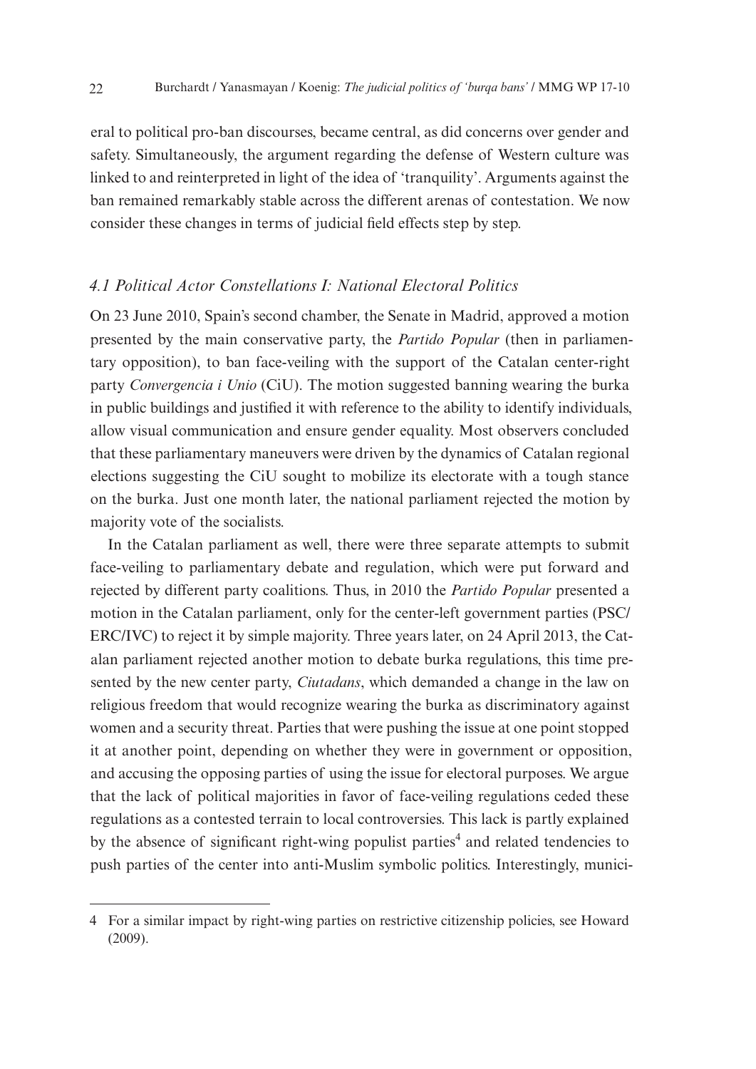eral to political pro-ban discourses, became central, as did concerns over gender and safety. Simultaneously, the argument regarding the defense of Western culture was linked to and reinterpreted in light of the idea of 'tranquility'. Arguments against the ban remained remarkably stable across the different arenas of contestation. We now consider these changes in terms of judicial field effects step by step.

### *4.1 Political Actor Constellations I: National Electoral Politics*

On 23 June 2010, Spain's second chamber, the Senate in Madrid, approved a motion presented by the main conservative party, the *Partido Popular* (then in parliamentary opposition), to ban face-veiling with the support of the Catalan center-right party *Convergencia i Unio* (CiU). The motion suggested banning wearing the burka in public buildings and justified it with reference to the ability to identify individuals, allow visual communication and ensure gender equality. Most observers concluded that these parliamentary maneuvers were driven by the dynamics of Catalan regional elections suggesting the CiU sought to mobilize its electorate with a tough stance on the burka. Just one month later, the national parliament rejected the motion by majority vote of the socialists.

In the Catalan parliament as well, there were three separate attempts to submit face-veiling to parliamentary debate and regulation, which were put forward and rejected by different party coalitions. Thus, in 2010 the *Partido Popular* presented a motion in the Catalan parliament, only for the center-left government parties (PSC/ERC/IVC) to reject it by simple majority. Three years later, on 24 April 2013, the Catalan parliament rejected another motion to debate burka regulations, this time presented by the new center party, *Ciutadans*, which demanded a change in the law on religious freedom that would recognize wearing the burka as discriminatory against women and a security threat. Parties that were pushing the issue at one point stopped it at another point, depending on whether they were in government or opposition, and accusing the opposing parties of using the issue for electoral purposes. We argue that the lack of political majorities in favor of face-veiling regulations ceded these regulations as a contested terrain to local controversies. This lack is partly explained by the absence of significant right-wing populist parties[4] and related tendencies to push parties of the center into anti-Muslim symbolic politics. Interestingly, munici-

---

4 For a similar impact by right-wing parties on restrictive citizenship policies, see Howard (2009).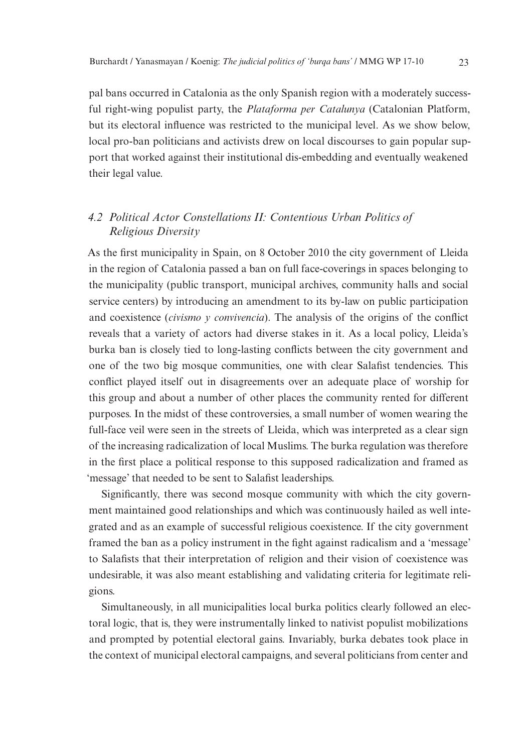pal bans occurred in Catalonia as the only Spanish region with a moderately successful right-wing populist party, the *Plataforma per Catalunya* (Catalonian Platform, but its electoral influence was restricted to the municipal level. As we show below, local pro-ban politicians and activists drew on local discourses to gain popular support that worked against their institutional dis-embedding and eventually weakened their legal value.

### *4.2 Political Actor Constellations II: Contentious Urban Politics of Religious Diversity*

As the first municipality in Spain, on 8 October 2010 the city government of Lleida in the region of Catalonia passed a ban on full face-coverings in spaces belonging to the municipality (public transport, municipal archives, community halls and social service centers) by introducing an amendment to its by-law on public participation and coexistence (*civismo y convivencia*). The analysis of the origins of the conflict reveals that a variety of actors had diverse stakes in it. As a local policy, Lleida's burka ban is closely tied to long-lasting conflicts between the city government and one of the two big mosque communities, one with clear Salafist tendencies. This conflict played itself out in disagreements over an adequate place of worship for this group and about a number of other places the community rented for different purposes. In the midst of these controversies, a small number of women wearing the full-face veil were seen in the streets of Lleida, which was interpreted as a clear sign of the increasing radicalization of local Muslims. The burka regulation was therefore in the first place a political response to this supposed radicalization and framed as 'message' that needed to be sent to Salafist leaderships.

Significantly, there was second mosque community with which the city government maintained good relationships and which was continuously hailed as well integrated and as an example of successful religious coexistence. If the city government framed the ban as a policy instrument in the fight against radicalism and a 'message' to Salafists that their interpretation of religion and their vision of coexistence was undesirable, it was also meant establishing and validating criteria for legitimate religions.

Simultaneously, in all municipalities local burka politics clearly followed an electoral logic, that is, they were instrumentally linked to nativist populist mobilizations and prompted by potential electoral gains. Invariably, burka debates took place in the context of municipal electoral campaigns, and several politicians from center and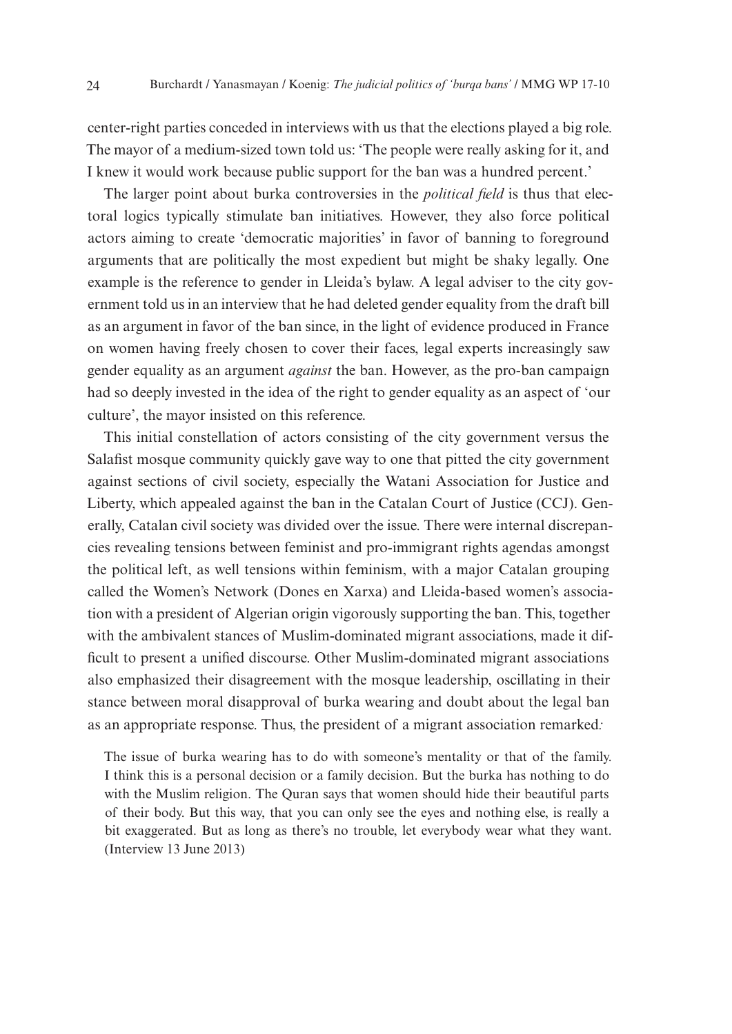center-right parties conceded in interviews with us that the elections played a big role. The mayor of a medium-sized town told us: 'The people were really asking for it, and I knew it would work because public support for the ban was a hundred percent.'

The larger point about burka controversies in the *political field* is thus that electoral logics typically stimulate ban initiatives. However, they also force political actors aiming to create 'democratic majorities' in favor of banning to foreground arguments that are politically the most expedient but might be shaky legally. One example is the reference to gender in Lleida's bylaw. A legal adviser to the city government told us in an interview that he had deleted gender equality from the draft bill as an argument in favor of the ban since, in the light of evidence produced in France on women having freely chosen to cover their faces, legal experts increasingly saw gender equality as an argument *against* the ban. However, as the pro-ban campaign had so deeply invested in the idea of the right to gender equality as an aspect of 'our culture', the mayor insisted on this reference.

This initial constellation of actors consisting of the city government versus the Salafist mosque community quickly gave way to one that pitted the city government against sections of civil society, especially the Watani Association for Justice and Liberty, which appealed against the ban in the Catalan Court of Justice (CCJ). Generally, Catalan civil society was divided over the issue. There were internal discrepancies revealing tensions between feminist and pro-immigrant rights agendas amongst the political left, as well tensions within feminism, with a major Catalan grouping called the Women's Network (Dones en Xarxa) and Lleida-based women's association with a president of Algerian origin vigorously supporting the ban. This, together with the ambivalent stances of Muslim-dominated migrant associations, made it difficult to present a unified discourse. Other Muslim-dominated migrant associations also emphasized their disagreement with the mosque leadership, oscillating in their stance between moral disapproval of burka wearing and doubt about the legal ban as an appropriate response. Thus, the president of a migrant association remarked:

> The issue of burka wearing has to do with someone's mentality or that of the family. I think this is a personal decision or a family decision. But the burka has nothing to do with the Muslim religion. The Quran says that women should hide their beautiful parts of their body. But this way, that you can only see the eyes and nothing else, is really a bit exaggerated. But as long as there's no trouble, let everybody wear what they want. (Interview 13 June 2013)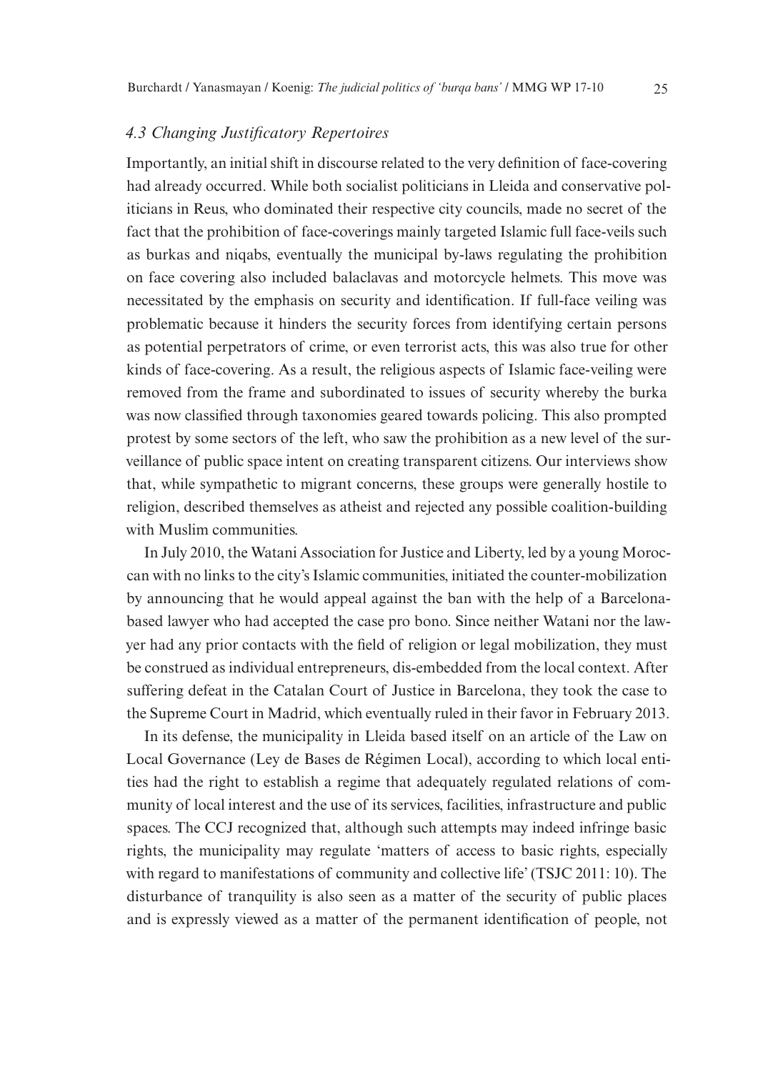### *4.3 Changing Justificatory Repertoires*

Importantly, an initial shift in discourse related to the very definition of face-covering had already occurred. While both socialist politicians in Lleida and conservative politicians in Reus, who dominated their respective city councils, made no secret of the fact that the prohibition of face-coverings mainly targeted Islamic full face-veils such as burkas and niqabs, eventually the municipal by-laws regulating the prohibition on face covering also included balaclavas and motorcycle helmets. This move was necessitated by the emphasis on security and identification. If full-face veiling was problematic because it hinders the security forces from identifying certain persons as potential perpetrators of crime, or even terrorist acts, this was also true for other kinds of face-covering. As a result, the religious aspects of Islamic face-veiling were removed from the frame and subordinated to issues of security whereby the burka was now classified through taxonomies geared towards policing. This also prompted protest by some sectors of the left, who saw the prohibition as a new level of the surveillance of public space intent on creating transparent citizens. Our interviews show that, while sympathetic to migrant concerns, these groups were generally hostile to religion, described themselves as atheist and rejected any possible coalition-building with Muslim communities.

In July 2010, the Watani Association for Justice and Liberty, led by a young Moroccan with no links to the city's Islamic communities, initiated the counter-mobilization by announcing that he would appeal against the ban with the help of a Barcelona-based lawyer who had accepted the case pro bono. Since neither Watani nor the lawyer had any prior contacts with the field of religion or legal mobilization, they must be construed as individual entrepreneurs, dis-embedded from the local context. After suffering defeat in the Catalan Court of Justice in Barcelona, they took the case to the Supreme Court in Madrid, which eventually ruled in their favor in February 2013.

In its defense, the municipality in Lleida based itself on an article of the Law on Local Governance (Ley de Bases de Régimen Local), according to which local entities had the right to establish a regime that adequately regulated relations of community of local interest and the use of its services, facilities, infrastructure and public spaces. The CCJ recognized that, although such attempts may indeed infringe basic rights, the municipality may regulate 'matters of access to basic rights, especially with regard to manifestations of community and collective life' (TSJC 2011: 10). The disturbance of tranquility is also seen as a matter of the security of public places and is expressly viewed as a matter of the permanent identification of people, not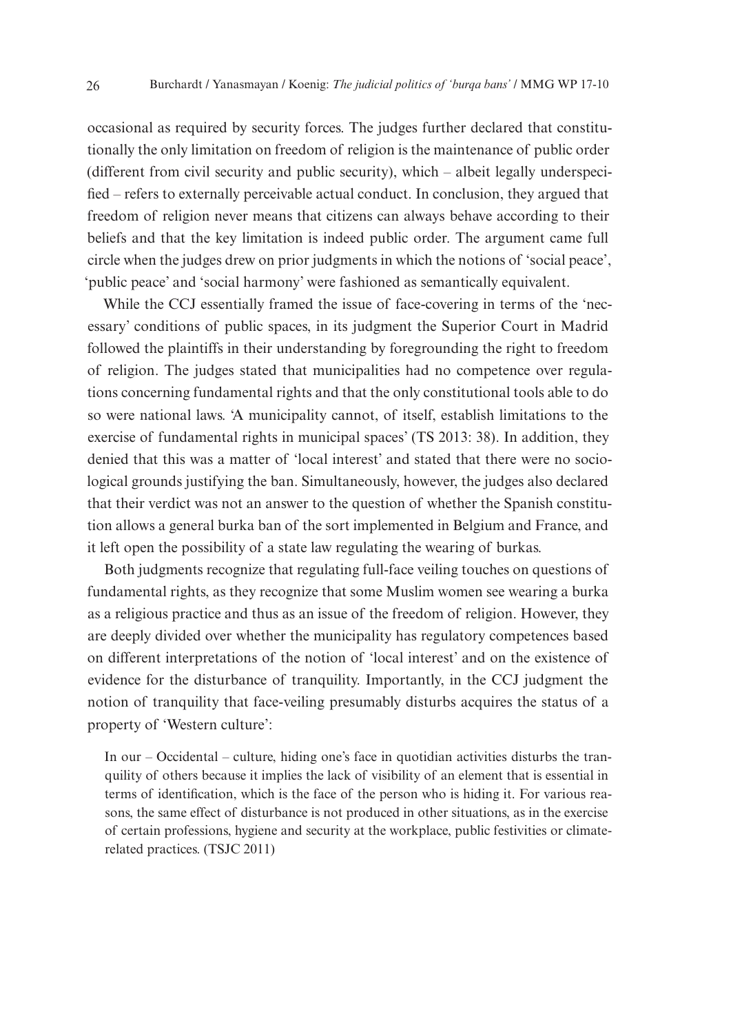occasional as required by security forces. The judges further declared that constitutionally the only limitation on freedom of religion is the maintenance of public order (different from civil security and public security), which – albeit legally underspecified – refers to externally perceivable actual conduct. In conclusion, they argued that freedom of religion never means that citizens can always behave according to their beliefs and that the key limitation is indeed public order. The argument came full circle when the judges drew on prior judgments in which the notions of 'social peace', 'public peace' and 'social harmony' were fashioned as semantically equivalent.

While the CCJ essentially framed the issue of face-covering in terms of the 'necessary' conditions of public spaces, in its judgment the Superior Court in Madrid followed the plaintiffs in their understanding by foregrounding the right to freedom of religion. The judges stated that municipalities had no competence over regulations concerning fundamental rights and that the only constitutional tools able to do so were national laws. 'A municipality cannot, of itself, establish limitations to the exercise of fundamental rights in municipal spaces' (TS 2013: 38). In addition, they denied that this was a matter of 'local interest' and stated that there were no sociological grounds justifying the ban. Simultaneously, however, the judges also declared that their verdict was not an answer to the question of whether the Spanish constitution allows a general burka ban of the sort implemented in Belgium and France, and it left open the possibility of a state law regulating the wearing of burkas.

Both judgments recognize that regulating full-face veiling touches on questions of fundamental rights, as they recognize that some Muslim women see wearing a burka as a religious practice and thus as an issue of the freedom of religion. However, they are deeply divided over whether the municipality has regulatory competences based on different interpretations of the notion of 'local interest' and on the existence of evidence for the disturbance of tranquility. Importantly, in the CCJ judgment the notion of tranquility that face-veiling presumably disturbs acquires the status of a property of 'Western culture':

> In our – Occidental – culture, hiding one's face in quotidian activities disturbs the tranquility of others because it implies the lack of visibility of an element that is essential in terms of identification, which is the face of the person who is hiding it. For various reasons, the same effect of disturbance is not produced in other situations, as in the exercise of certain professions, hygiene and security at the workplace, public festivities or climate-related practices. (TSJC 2011)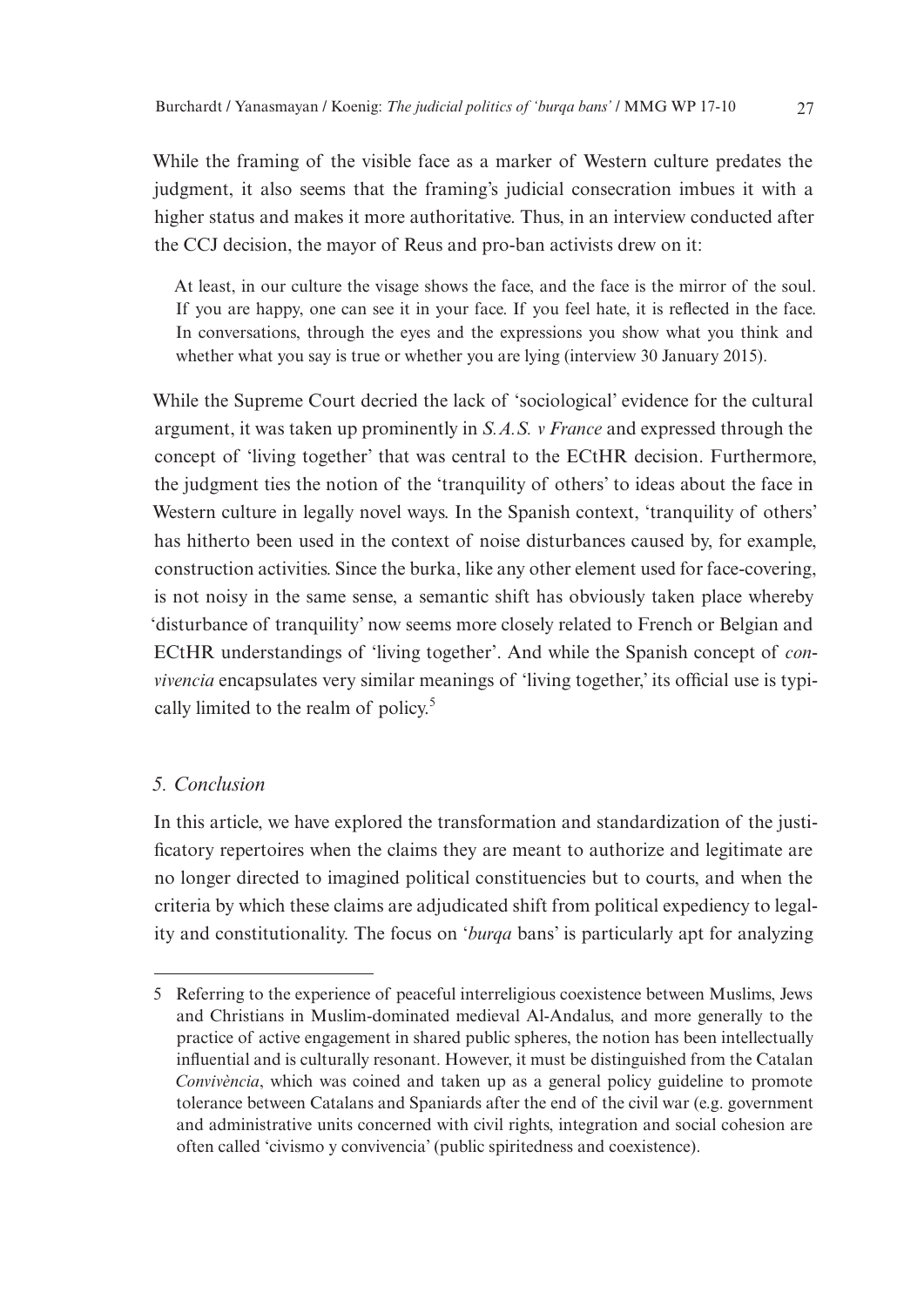While the framing of the visible face as a marker of Western culture predates the judgment, it also seems that the framing's judicial consecration imbues it with a higher status and makes it more authoritative. Thus, in an interview conducted after the CCJ decision, the mayor of Reus and pro-ban activists drew on it:

> At least, in our culture the visage shows the face, and the face is the mirror of the soul. If you are happy, one can see it in your face. If you feel hate, it is reflected in the face. In conversations, through the eyes and the expressions you show what you think and whether what you say is true or whether you are lying (interview 30 January 2015).

While the Supreme Court decried the lack of 'sociological' evidence for the cultural argument, it was taken up prominently in *S.A.S. v France* and expressed through the concept of 'living together' that was central to the ECtHR decision. Furthermore, the judgment ties the notion of the 'tranquility of others' to ideas about the face in Western culture in legally novel ways. In the Spanish context, 'tranquility of others' has hitherto been used in the context of noise disturbances caused by, for example, construction activities. Since the burka, like any other element used for face-covering, is not noisy in the same sense, a semantic shift has obviously taken place whereby 'disturbance of tranquility' now seems more closely related to French or Belgian and ECtHR understandings of 'living together'. And while the Spanish concept of *convivencia* encapsulates very similar meanings of 'living together,' its official use is typically limited to the realm of policy.[5]

## *5. Conclusion*

In this article, we have explored the transformation and standardization of the justificatory repertoires when the claims they are meant to authorize and legitimate are no longer directed to imagined political constituencies but to courts, and when the criteria by which these claims are adjudicated shift from political expediency to legality and constitutionality. The focus on '*burqa* bans' is particularly apt for analyzing

---

5 Referring to the experience of peaceful interreligious coexistence between Muslims, Jews and Christians in Muslim-dominated medieval Al-Andalus, and more generally to the practice of active engagement in shared public spheres, the notion has been intellectually influential and is culturally resonant. However, it must be distinguished from the Catalan *Convivència*, which was coined and taken up as a general policy guideline to promote tolerance between Catalans and Spaniards after the end of the civil war (e.g. government and administrative units concerned with civil rights, integration and social cohesion are often called 'civismo y convivencia' (public spiritedness and coexistence).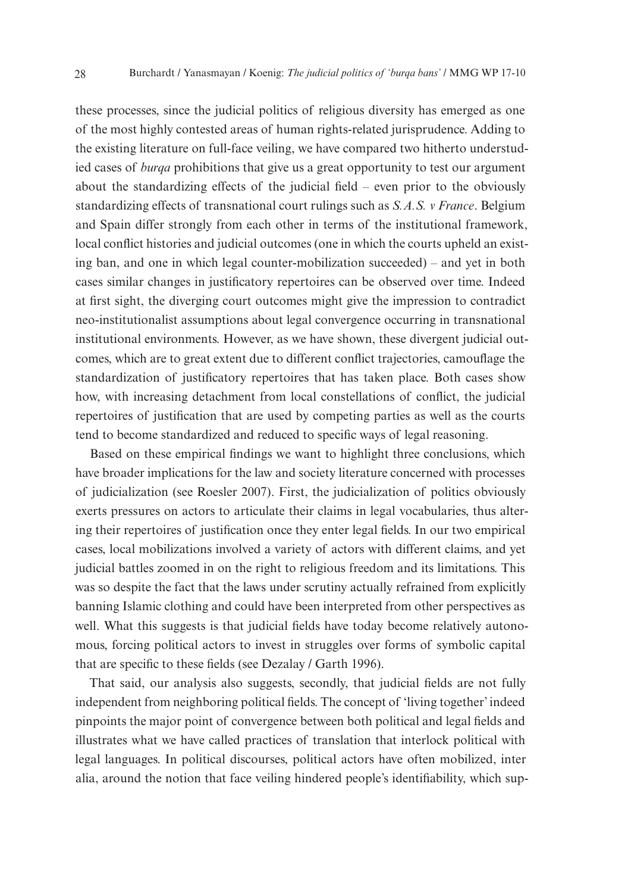these processes, since the judicial politics of religious diversity has emerged as one of the most highly contested areas of human rights-related jurisprudence. Adding to the existing literature on full-face veiling, we have compared two hitherto understudied cases of *burqa* prohibitions that give us a great opportunity to test our argument about the standardizing effects of the judicial field – even prior to the obviously standardizing effects of transnational court rulings such as *S.A.S. v France*. Belgium and Spain differ strongly from each other in terms of the institutional framework, local conflict histories and judicial outcomes (one in which the courts upheld an existing ban, and one in which legal counter-mobilization succeeded) – and yet in both cases similar changes in justificatory repertoires can be observed over time. Indeed at first sight, the diverging court outcomes might give the impression to contradict neo-institutionalist assumptions about legal convergence occurring in transnational institutional environments. However, as we have shown, these divergent judicial outcomes, which are to great extent due to different conflict trajectories, camouflage the standardization of justificatory repertoires that has taken place. Both cases show how, with increasing detachment from local constellations of conflict, the judicial repertoires of justification that are used by competing parties as well as the courts tend to become standardized and reduced to specific ways of legal reasoning.

Based on these empirical findings we want to highlight three conclusions, which have broader implications for the law and society literature concerned with processes of judicialization (see Roesler 2007). First, the judicialization of politics obviously exerts pressures on actors to articulate their claims in legal vocabularies, thus altering their repertoires of justification once they enter legal fields. In our two empirical cases, local mobilizations involved a variety of actors with different claims, and yet judicial battles zoomed in on the right to religious freedom and its limitations. This was so despite the fact that the laws under scrutiny actually refrained from explicitly banning Islamic clothing and could have been interpreted from other perspectives as well. What this suggests is that judicial fields have today become relatively autonomous, forcing political actors to invest in struggles over forms of symbolic capital that are specific to these fields (see Dezalay / Garth 1996).

That said, our analysis also suggests, secondly, that judicial fields are not fully independent from neighboring political fields. The concept of 'living together' indeed pinpoints the major point of convergence between both political and legal fields and illustrates what we have called practices of translation that interlock political with legal languages. In political discourses, political actors have often mobilized, inter alia, around the notion that face veiling hindered people's identifiability, which sup-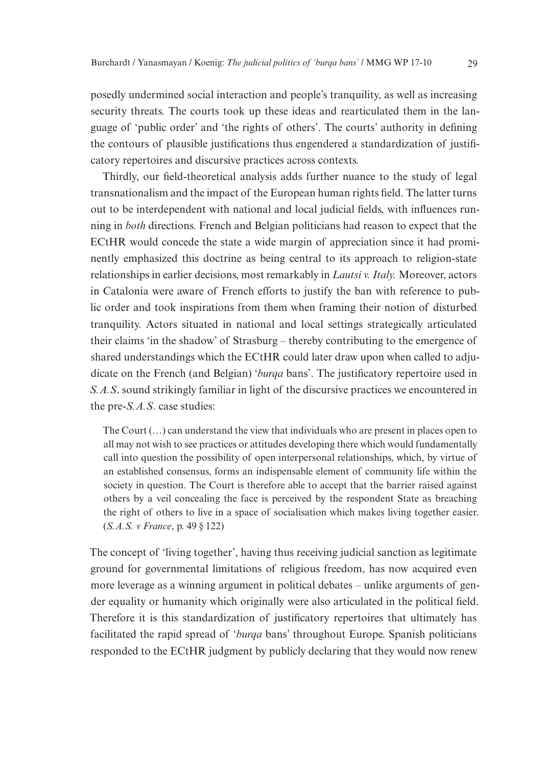posedly undermined social interaction and people's tranquility, as well as increasing security threats. The courts took up these ideas and rearticulated them in the language of 'public order' and 'the rights of others'. The courts' authority in defining the contours of plausible justifications thus engendered a standardization of justificatory repertoires and discursive practices across contexts.

Thirdly, our field-theoretical analysis adds further nuance to the study of legal transnationalism and the impact of the European human rights field. The latter turns out to be interdependent with national and local judicial fields, with influences running in *both* directions. French and Belgian politicians had reason to expect that the ECtHR would concede the state a wide margin of appreciation since it had prominently emphasized this doctrine as being central to its approach to religion-state relationships in earlier decisions, most remarkably in *Lautsi v. Italy.* Moreover, actors in Catalonia were aware of French efforts to justify the ban with reference to public order and took inspirations from them when framing their notion of disturbed tranquility. Actors situated in national and local settings strategically articulated their claims 'in the shadow' of Strasburg – thereby contributing to the emergence of shared understandings which the ECtHR could later draw upon when called to adjudicate on the French (and Belgian) '*burqa* bans'. The justificatory repertoire used in *S.A.S*. sound strikingly familiar in light of the discursive practices we encountered in the pre-*S.A.S*. case studies:

> The Court (…) can understand the view that individuals who are present in places open to all may not wish to see practices or attitudes developing there which would fundamentally call into question the possibility of open interpersonal relationships, which, by virtue of an established consensus, forms an indispensable element of community life within the society in question. The Court is therefore able to accept that the barrier raised against others by a veil concealing the face is perceived by the respondent State as breaching the right of others to live in a space of socialisation which makes living together easier. (*S.A.S. v France*, p. 49 § 122)

The concept of 'living together', having thus receiving judicial sanction as legitimate ground for governmental limitations of religious freedom, has now acquired even more leverage as a winning argument in political debates – unlike arguments of gender equality or humanity which originally were also articulated in the political field. Therefore it is this standardization of justificatory repertoires that ultimately has facilitated the rapid spread of '*burqa* bans' throughout Europe. Spanish politicians responded to the ECtHR judgment by publicly declaring that they would now renew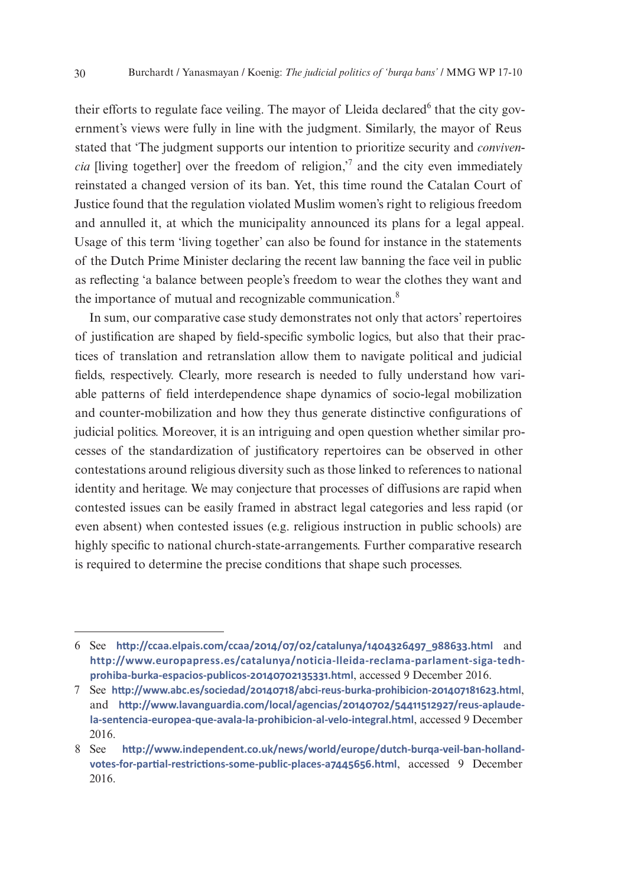their efforts to regulate face veiling. The mayor of Lleida declared[6] that the city government's views were fully in line with the judgment. Similarly, the mayor of Reus stated that 'The judgment supports our intention to prioritize security and *convivencia* [living together] over the freedom of religion,'[7] and the city even immediately reinstated a changed version of its ban. Yet, this time round the Catalan Court of Justice found that the regulation violated Muslim women's right to religious freedom and annulled it, at which the municipality announced its plans for a legal appeal. Usage of this term 'living together' can also be found for instance in the statements of the Dutch Prime Minister declaring the recent law banning the face veil in public as reflecting 'a balance between people's freedom to wear the clothes they want and the importance of mutual and recognizable communication.[8]

In sum, our comparative case study demonstrates not only that actors' repertoires of justification are shaped by field-specific symbolic logics, but also that their practices of translation and retranslation allow them to navigate political and judicial fields, respectively. Clearly, more research is needed to fully understand how variable patterns of field interdependence shape dynamics of socio-legal mobilization and counter-mobilization and how they thus generate distinctive configurations of judicial politics. Moreover, it is an intriguing and open question whether similar processes of the standardization of justificatory repertoires can be observed in other contestations around religious diversity such as those linked to references to national identity and heritage. We may conjecture that processes of diffusions are rapid when contested issues can be easily framed in abstract legal categories and less rapid (or even absent) when contested issues (e.g. religious instruction in public schools) are highly specific to national church-state-arrangements. Further comparative research is required to determine the precise conditions that shape such processes.

---

6 See **http://ccaa.elpais.com/ccaa/2014/07/02/catalunya/1404326497_988633.html** and **http://www.europapress.es/catalunya/noticia-lleida-reclama-parlament-siga-tedh-prohiba-burka-espacios-publicos-20140702135331.html**, accessed 9 December 2016.

7 See **http://www.abc.es/sociedad/20140718/abci-reus-burka-prohibicion-201407181623.html**, and **http://www.lavanguardia.com/local/agencias/20140702/54411512927/reus-aplaude-la-sentencia-europea-que-avala-la-prohibicion-al-velo-integral.html**, accessed 9 December 2016.

8 See **http://www.independent.co.uk/news/world/europe/dutch-burqa-veil-ban-holland-votes-for-partial-restrictions-some-public-places-a7445656.html**, accessed 9 December 2016.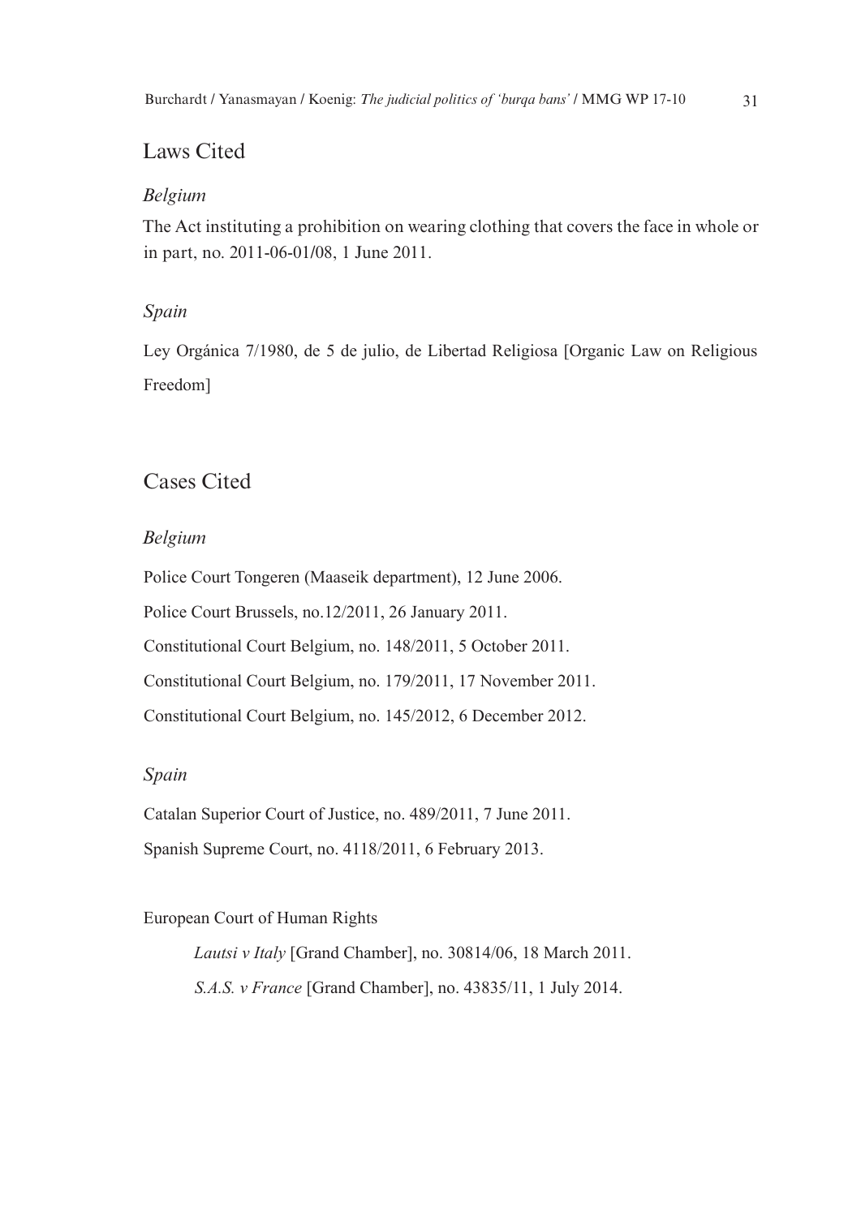## Laws Cited

### *Belgium*

The Act instituting a prohibition on wearing clothing that covers the face in whole or in part, no. 2011-06-01/08, 1 June 2011.

### *Spain*

Ley Orgánica 7/1980, de 5 de julio, de Libertad Religiosa [Organic Law on Religious Freedom]

## Cases Cited

### *Belgium*

Police Court Tongeren (Maaseik department), 12 June 2006.

Police Court Brussels, no.12/2011, 26 January 2011.

Constitutional Court Belgium, no. 148/2011, 5 October 2011.

Constitutional Court Belgium, no. 179/2011, 17 November 2011.

Constitutional Court Belgium, no. 145/2012, 6 December 2012.

### *Spain*

Catalan Superior Court of Justice, no. 489/2011, 7 June 2011.

Spanish Supreme Court, no. 4118/2011, 6 February 2013.

European Court of Human Rights

*Lautsi v Italy* [Grand Chamber], no. 30814/06, 18 March 2011.

*S.A.S. v France* [Grand Chamber], no. 43835/11, 1 July 2014.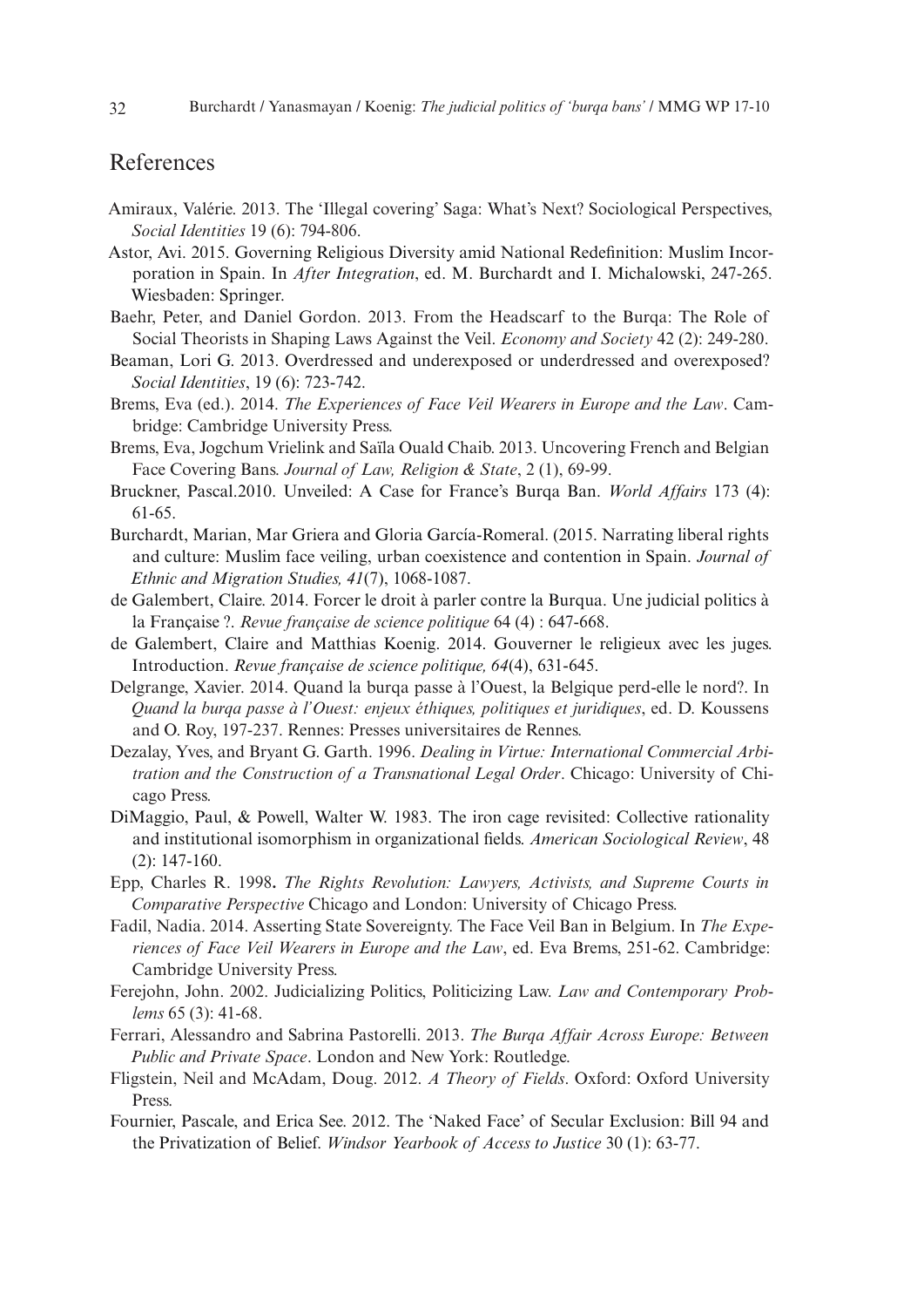## References

Amiraux, Valérie. 2013. The 'Illegal covering' Saga: What's Next? Sociological Perspectives, *Social Identities* 19 (6): 794-806.

Astor, Avi. 2015. Governing Religious Diversity amid National Redefinition: Muslim Incorporation in Spain. In *After Integration*, ed. M. Burchardt and I. Michalowski, 247-265. Wiesbaden: Springer.

Baehr, Peter, and Daniel Gordon. 2013. From the Headscarf to the Burqa: The Role of Social Theorists in Shaping Laws Against the Veil. *Economy and Society* 42 (2): 249-280.

Beaman, Lori G. 2013. Overdressed and underexposed or underdressed and overexposed? *Social Identities*, 19 (6): 723-742.

Brems, Eva (ed.). 2014. *The Experiences of Face Veil Wearers in Europe and the Law*. Cambridge: Cambridge University Press.

Brems, Eva, Jogchum Vrielink and Saïla Ouald Chaib. 2013. Uncovering French and Belgian Face Covering Bans. *Journal of Law, Religion & State*, 2 (1), 69-99.

Bruckner, Pascal.2010. Unveiled: A Case for France's Burqa Ban. *World Affairs* 173 (4): 61-65.

Burchardt, Marian, Mar Griera and Gloria García-Romeral. (2015. Narrating liberal rights and culture: Muslim face veiling, urban coexistence and contention in Spain. *Journal of Ethnic and Migration Studies, 41*(7), 1068-1087.

de Galembert, Claire. 2014. Forcer le droit à parler contre la Burqua. Une judicial politics à la Française ?. *Revue française de science politique* 64 (4) : 647-668.

de Galembert, Claire and Matthias Koenig. 2014. Gouverner le religieux avec les juges. Introduction. *Revue française de science politique, 64*(4), 631-645.

Delgrange, Xavier. 2014. Quand la burqa passe à l'Ouest, la Belgique perd-elle le nord?. In *Quand la burqa passe à l'Ouest: enjeux éthiques, politiques et juridiques*, ed. D. Koussens and O. Roy, 197-237. Rennes: Presses universitaires de Rennes.

Dezalay, Yves, and Bryant G. Garth. 1996. *Dealing in Virtue: International Commercial Arbitration and the Construction of a Transnational Legal Order*. Chicago: University of Chicago Press.

DiMaggio, Paul, & Powell, Walter W. 1983. The iron cage revisited: Collective rationality and institutional isomorphism in organizational fields. *American Sociological Review*, 48 (2): 147-160.

Epp, Charles R. 1998**.** *The Rights Revolution: Lawyers, Activists, and Supreme Courts in Comparative Perspective* Chicago and London: University of Chicago Press.

Fadil, Nadia. 2014. Asserting State Sovereignty. The Face Veil Ban in Belgium. In *The Experiences of Face Veil Wearers in Europe and the Law*, ed. Eva Brems, 251-62. Cambridge: Cambridge University Press.

Ferejohn, John. 2002. Judicializing Politics, Politicizing Law. *Law and Contemporary Problems* 65 (3): 41-68.

Ferrari, Alessandro and Sabrina Pastorelli. 2013. *The Burqa Affair Across Europe: Between Public and Private Space*. London and New York: Routledge.

Fligstein, Neil and McAdam, Doug. 2012. *A Theory of Fields*. Oxford: Oxford University Press.

Fournier, Pascale, and Erica See. 2012. The 'Naked Face' of Secular Exclusion: Bill 94 and the Privatization of Belief. *Windsor Yearbook of Access to Justice* 30 (1): 63-77.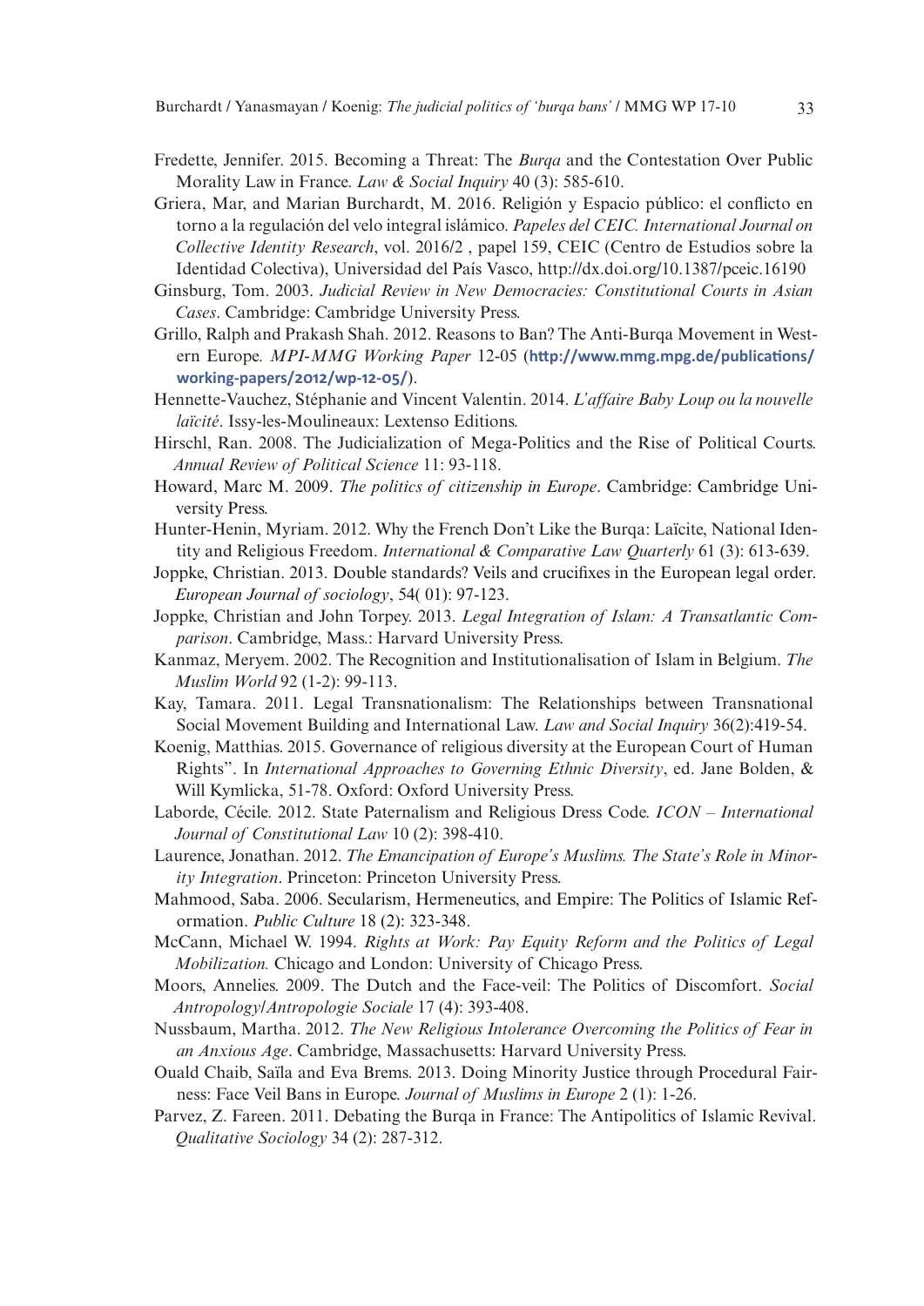Fredette, Jennifer. 2015. Becoming a Threat: The *Burqa* and the Contestation Over Public Morality Law in France. *Law & Social Inquiry* 40 (3): 585-610.

Griera, Mar, and Marian Burchardt, M. 2016. Religión y Espacio público: el conflicto en torno a la regulación del velo integral islámico. *Papeles del CEIC. International Journal on Collective Identity Research*, vol. 2016/2 , papel 159, CEIC (Centro de Estudios sobre la Identidad Colectiva), Universidad del País Vasco, http://dx.doi.org/10.1387/pceic.16190

Ginsburg, Tom. 2003. *Judicial Review in New Democracies: Constitutional Courts in Asian Cases*. Cambridge: Cambridge University Press.

Grillo, Ralph and Prakash Shah. 2012. Reasons to Ban? The Anti-Burqa Movement in Western Europe. *MPI-MMG Working Paper* 12-05 (**http://www.mmg.mpg.de/publications/working-papers/2012/wp-12-05/**).

Hennette-Vauchez, Stéphanie and Vincent Valentin. 2014. *L'affaire Baby Loup ou la nouvelle laïcité*. Issy-les-Moulineaux: Lextenso Editions.

Hirschl, Ran. 2008. The Judicialization of Mega-Politics and the Rise of Political Courts. *Annual Review of Political Science* 11: 93-118.

Howard, Marc M. 2009. *The politics of citizenship in Europe*. Cambridge: Cambridge University Press.

Hunter-Henin, Myriam. 2012. Why the French Don't Like the Burqa: Laïcite, National Identity and Religious Freedom. *International & Comparative Law Quarterly* 61 (3): 613-639.

Joppke, Christian. 2013. Double standards? Veils and crucifixes in the European legal order. *European Journal of sociology*, 54( 01): 97-123.

Joppke, Christian and John Torpey. 2013. *Legal Integration of Islam: A Transatlantic Comparison*. Cambridge, Mass.: Harvard University Press.

Kanmaz, Meryem. 2002. The Recognition and Institutionalisation of Islam in Belgium. *The Muslim World* 92 (1-2): 99-113.

Kay, Tamara. 2011. Legal Transnationalism: The Relationships between Transnational Social Movement Building and International Law. *Law and Social Inquiry* 36(2):419-54.

Koenig, Matthias. 2015. Governance of religious diversity at the European Court of Human Rights". In *International Approaches to Governing Ethnic Diversity*, ed. Jane Bolden, & Will Kymlicka, 51-78. Oxford: Oxford University Press.

Laborde, Cécile. 2012. State Paternalism and Religious Dress Code. *ICON – International Journal of Constitutional Law* 10 (2): 398-410.

Laurence, Jonathan. 2012. *The Emancipation of Europe's Muslims. The State's Role in Minority Integration*. Princeton: Princeton University Press.

Mahmood, Saba. 2006. Secularism, Hermeneutics, and Empire: The Politics of Islamic Reformation. *Public Culture* 18 (2): 323-348.

McCann, Michael W. 1994. *Rights at Work: Pay Equity Reform and the Politics of Legal Mobilization.* Chicago and London: University of Chicago Press.

Moors, Annelies. 2009. The Dutch and the Face-veil: The Politics of Discomfort. *Social Antropology/Antropologie Sociale* 17 (4): 393-408.

Nussbaum, Martha. 2012. *The New Religious Intolerance Overcoming the Politics of Fear in an Anxious Age*. Cambridge, Massachusetts: Harvard University Press.

Ouald Chaib, Saïla and Eva Brems. 2013. Doing Minority Justice through Procedural Fairness: Face Veil Bans in Europe. *Journal of Muslims in Europe* 2 (1): 1-26.

Parvez, Z. Fareen. 2011. Debating the Burqa in France: The Antipolitics of Islamic Revival. *Qualitative Sociology* 34 (2): 287-312.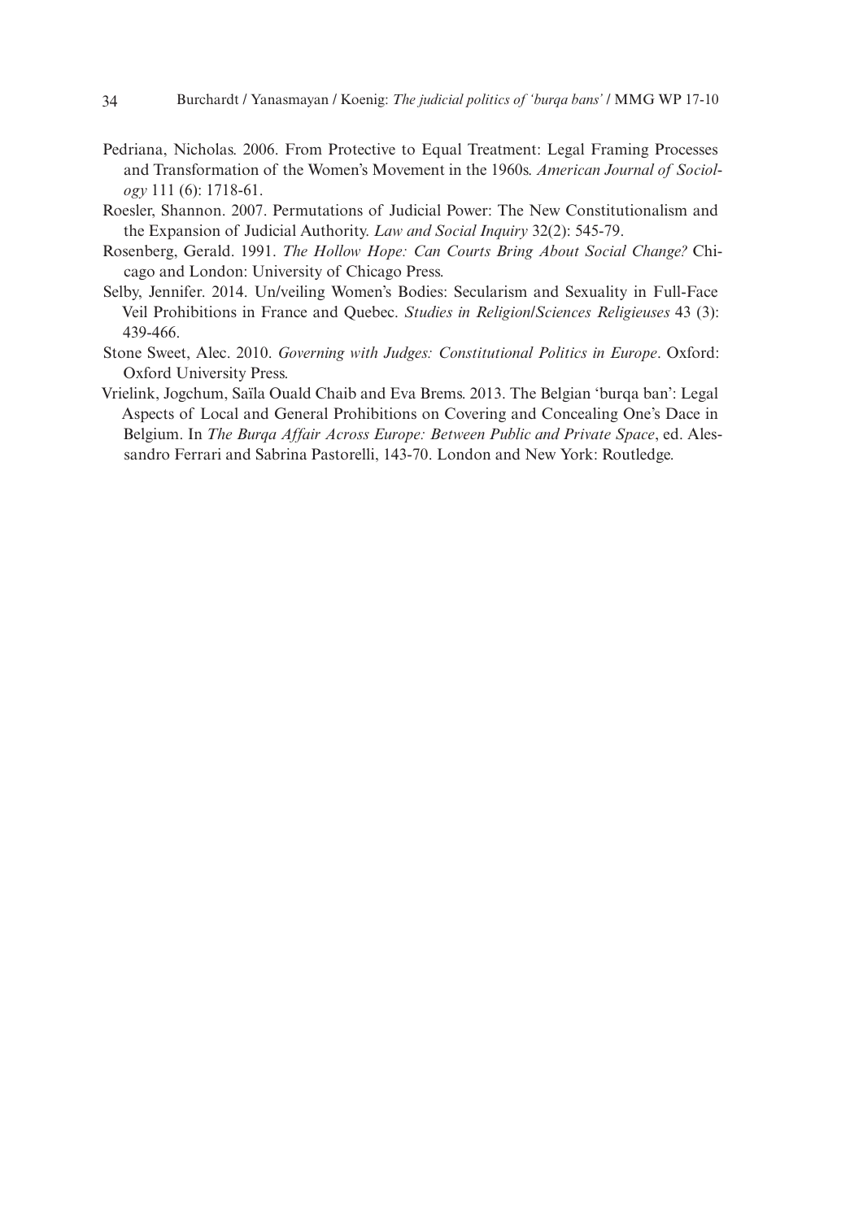Pedriana, Nicholas. 2006. From Protective to Equal Treatment: Legal Framing Processes and Transformation of the Women's Movement in the 1960s. *American Journal of Sociology* 111 (6): 1718-61.

Roesler, Shannon. 2007. Permutations of Judicial Power: The New Constitutionalism and the Expansion of Judicial Authority. *Law and Social Inquiry* 32(2): 545-79.

Rosenberg, Gerald. 1991. *The Hollow Hope: Can Courts Bring About Social Change?* Chicago and London: University of Chicago Press.

Selby, Jennifer. 2014. Un/veiling Women's Bodies: Secularism and Sexuality in Full-Face Veil Prohibitions in France and Quebec. *Studies in Religion/Sciences Religieuses* 43 (3): 439-466.

Stone Sweet, Alec. 2010. *Governing with Judges: Constitutional Politics in Europe*. Oxford: Oxford University Press.

Vrielink, Jogchum, Saïla Ouald Chaib and Eva Brems. 2013. The Belgian 'burqa ban': Legal Aspects of Local and General Prohibitions on Covering and Concealing One's Dace in Belgium. In *The Burqa Affair Across Europe: Between Public and Private Space*, ed. Alessandro Ferrari and Sabrina Pastorelli, 143-70. London and New York: Routledge.